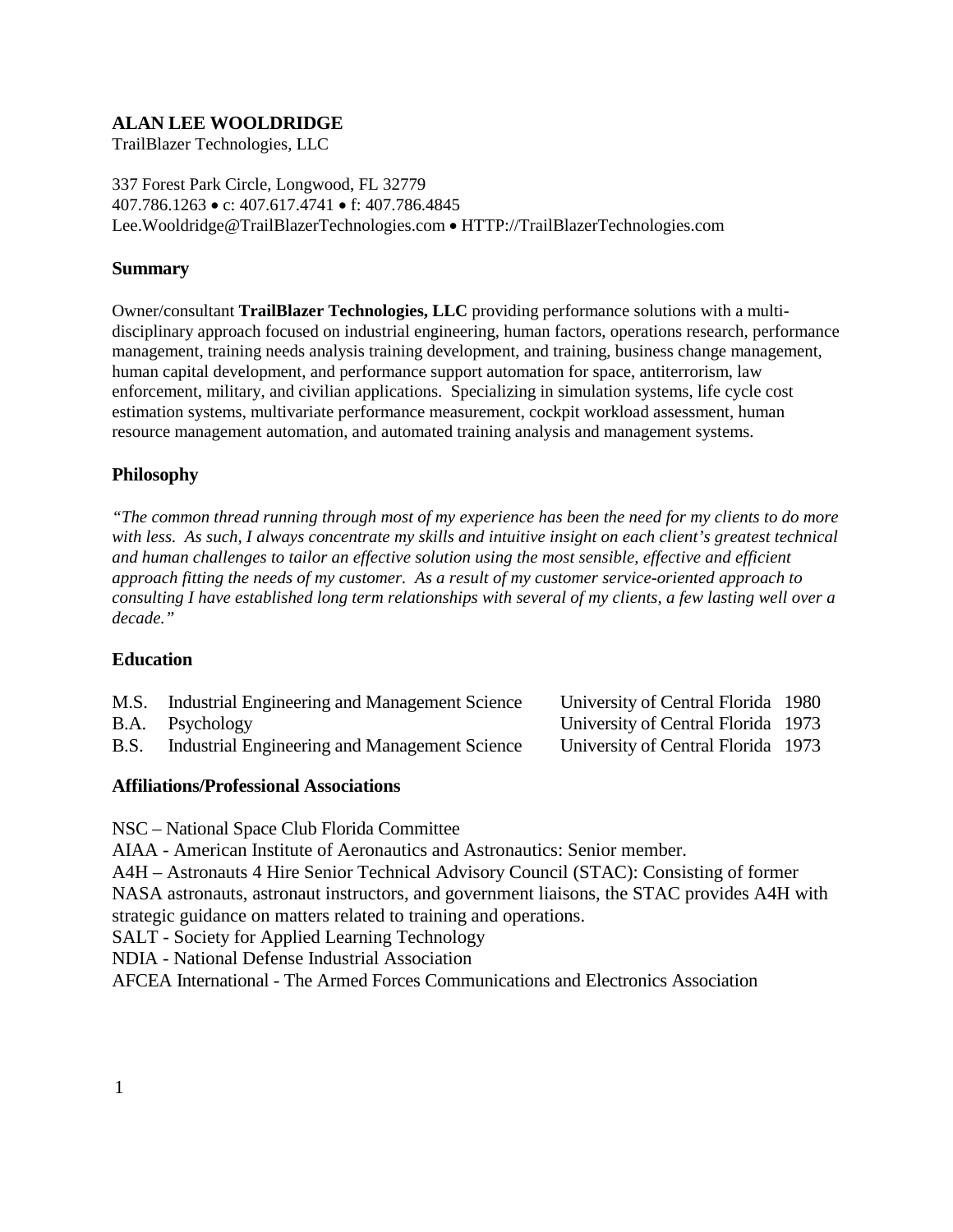# ALAN LEE WOOLDRIDGE

TrailBlazer Technologies, LLC

337 Forest Park Circle, Longwood, FL 32779
407.786.1263 • c: 407.617.4741 • f: 407.786.4845
Lee.Wooldridge@TrailBlazerTechnologies.com • HTTP://TrailBlazerTechnologies.com

## Summary

Owner/consultant **TrailBlazer Technologies, LLC** providing performance solutions with a multi-disciplinary approach focused on industrial engineering, human factors, operations research, performance management, training needs analysis training development, and training, business change management, human capital development, and performance support automation for space, antiterrorism, law enforcement, military, and civilian applications. Specializing in simulation systems, life cycle cost estimation systems, multivariate performance measurement, cockpit workload assessment, human resource management automation, and automated training analysis and management systems.

## Philosophy

*"The common thread running through most of my experience has been the need for my clients to do more with less. As such, I always concentrate my skills and intuitive insight on each client's greatest technical and human challenges to tailor an effective solution using the most sensible, effective and efficient approach fitting the needs of my customer. As a result of my customer service-oriented approach to consulting I have established long term relationships with several of my clients, a few lasting well over a decade."*

## Education

| Degree | Field | Institution | Year |
|---|---|---|---|
| M.S. | Industrial Engineering and Management Science | University of Central Florida | 1980 |
| B.A. | Psychology | University of Central Florida | 1973 |
| B.S. | Industrial Engineering and Management Science | University of Central Florida | 1973 |

## Affiliations/Professional Associations

NSC – National Space Club Florida Committee
AIAA - American Institute of Aeronautics and Astronautics: Senior member.
A4H – Astronauts 4 Hire Senior Technical Advisory Council (STAC): Consisting of former NASA astronauts, astronaut instructors, and government liaisons, the STAC provides A4H with strategic guidance on matters related to training and operations.
SALT - Society for Applied Learning Technology
NDIA - National Defense Industrial Association
AFCEA International - The Armed Forces Communications and Electronics Association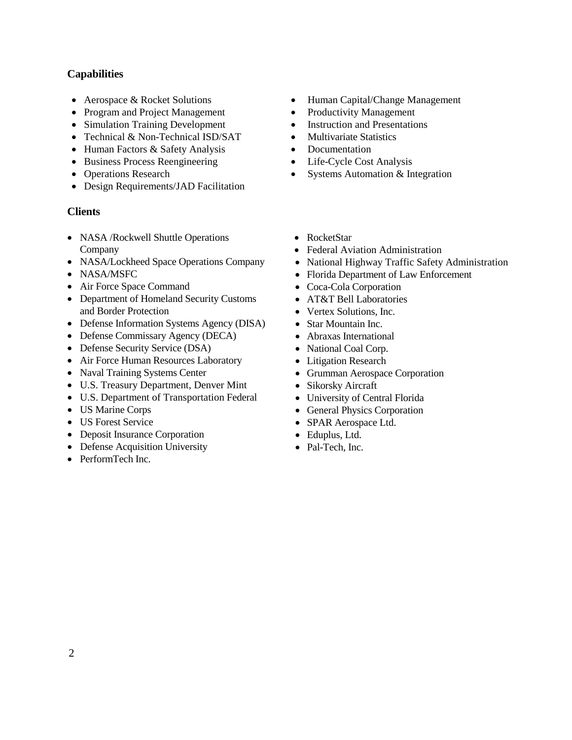## Capabilities

- Aerospace & Rocket Solutions
- Program and Project Management
- Simulation Training Development
- Technical & Non-Technical ISD/SAT
- Human Factors & Safety Analysis
- Business Process Reengineering
- Operations Research
- Design Requirements/JAD Facilitation
- Human Capital/Change Management
- Productivity Management
- Instruction and Presentations
- Multivariate Statistics
- Documentation
- Life-Cycle Cost Analysis
- Systems Automation & Integration

## Clients

- NASA /Rockwell Shuttle Operations Company
- NASA/Lockheed Space Operations Company
- NASA/MSFC
- Air Force Space Command
- Department of Homeland Security Customs and Border Protection
- Defense Information Systems Agency (DISA)
- Defense Commissary Agency (DECA)
- Defense Security Service (DSA)
- Air Force Human Resources Laboratory
- Naval Training Systems Center
- U.S. Treasury Department, Denver Mint
- U.S. Department of Transportation Federal
- US Marine Corps
- US Forest Service
- Deposit Insurance Corporation
- Defense Acquisition University
- PerformTech Inc.
- RocketStar
- Federal Aviation Administration
- National Highway Traffic Safety Administration
- Florida Department of Law Enforcement
- Coca-Cola Corporation
- AT&T Bell Laboratories
- Vertex Solutions, Inc.
- Star Mountain Inc.
- Abraxas International
- National Coal Corp.
- Litigation Research
- Grumman Aerospace Corporation
- Sikorsky Aircraft
- University of Central Florida
- General Physics Corporation
- SPAR Aerospace Ltd.
- Eduplus, Ltd.
- Pal-Tech, Inc.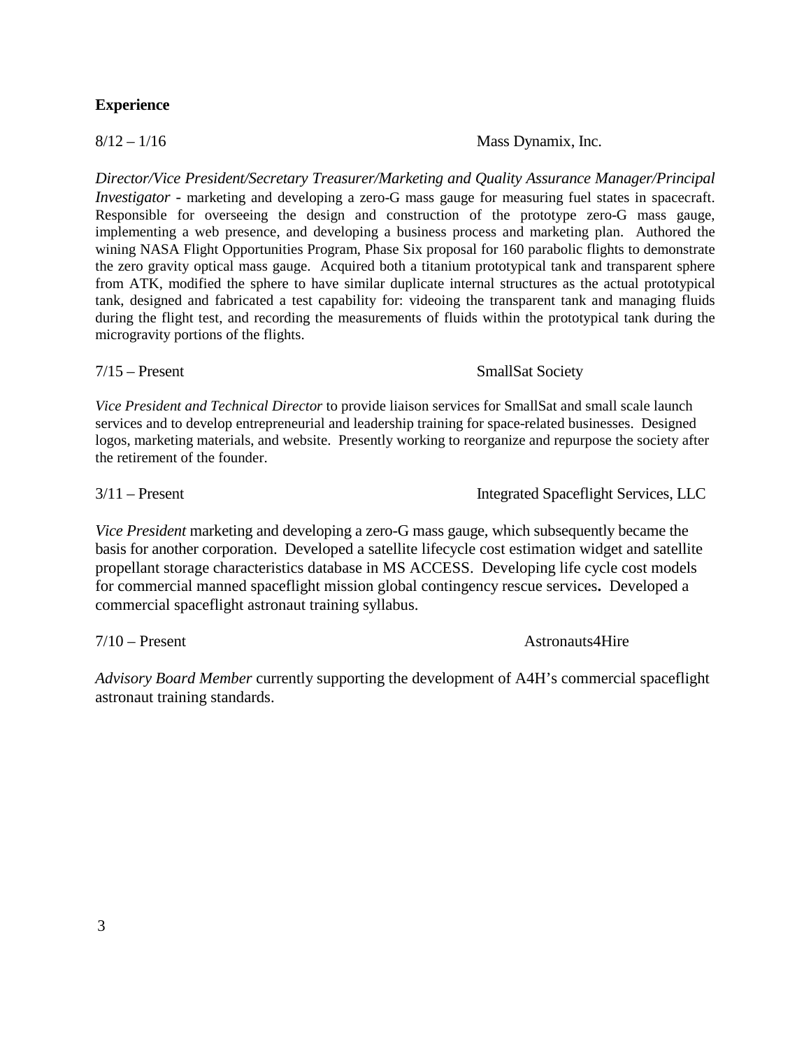**Experience**

8/12 – 1/16 Mass Dynamix, Inc.

*Director/Vice President/Secretary Treasurer/Marketing and Quality Assurance Manager/Principal Investigator* - marketing and developing a zero-G mass gauge for measuring fuel states in spacecraft. Responsible for overseeing the design and construction of the prototype zero-G mass gauge, implementing a web presence, and developing a business process and marketing plan. Authored the wining NASA Flight Opportunities Program, Phase Six proposal for 160 parabolic flights to demonstrate the zero gravity optical mass gauge. Acquired both a titanium prototypical tank and transparent sphere from ATK, modified the sphere to have similar duplicate internal structures as the actual prototypical tank, designed and fabricated a test capability for: videoing the transparent tank and managing fluids during the flight test, and recording the measurements of fluids within the prototypical tank during the microgravity portions of the flights.

7/15 – Present SmallSat Society

*Vice President and Technical Director* to provide liaison services for SmallSat and small scale launch services and to develop entrepreneurial and leadership training for space-related businesses. Designed logos, marketing materials, and website. Presently working to reorganize and repurpose the society after the retirement of the founder.

3/11 – Present Integrated Spaceflight Services, LLC

*Vice President* marketing and developing a zero-G mass gauge, which subsequently became the basis for another corporation. Developed a satellite lifecycle cost estimation widget and satellite propellant storage characteristics database in MS ACCESS. Developing life cycle cost models for commercial manned spaceflight mission global contingency rescue services**.** Developed a commercial spaceflight astronaut training syllabus.

7/10 – Present Astronauts4Hire

*Advisory Board Member* currently supporting the development of A4H's commercial spaceflight astronaut training standards.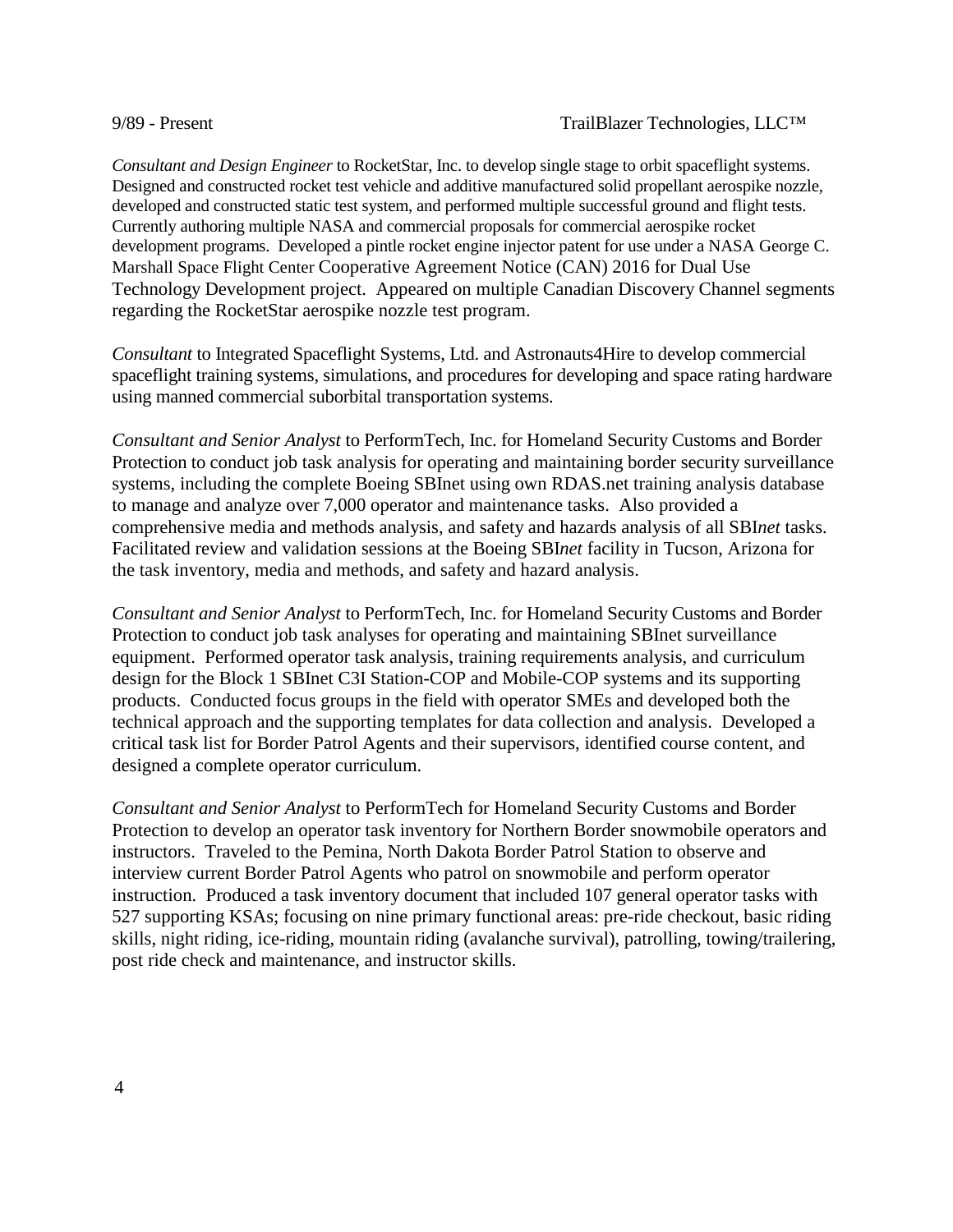9/89 - Present TrailBlazer Technologies, LLC™

*Consultant and Design Engineer* to RocketStar, Inc. to develop single stage to orbit spaceflight systems. Designed and constructed rocket test vehicle and additive manufactured solid propellant aerospike nozzle, developed and constructed static test system, and performed multiple successful ground and flight tests. Currently authoring multiple NASA and commercial proposals for commercial aerospike rocket development programs. Developed a pintle rocket engine injector patent for use under a NASA George C. Marshall Space Flight Center Cooperative Agreement Notice (CAN) 2016 for Dual Use Technology Development project. Appeared on multiple Canadian Discovery Channel segments regarding the RocketStar aerospike nozzle test program.

*Consultant* to Integrated Spaceflight Systems, Ltd. and Astronauts4Hire to develop commercial spaceflight training systems, simulations, and procedures for developing and space rating hardware using manned commercial suborbital transportation systems.

*Consultant and Senior Analyst* to PerformTech, Inc. for Homeland Security Customs and Border Protection to conduct job task analysis for operating and maintaining border security surveillance systems, including the complete Boeing SBInet using own RDAS.net training analysis database to manage and analyze over 7,000 operator and maintenance tasks. Also provided a comprehensive media and methods analysis, and safety and hazards analysis of all SBI*net* tasks. Facilitated review and validation sessions at the Boeing SBI*net* facility in Tucson, Arizona for the task inventory, media and methods, and safety and hazard analysis.

*Consultant and Senior Analyst* to PerformTech, Inc. for Homeland Security Customs and Border Protection to conduct job task analyses for operating and maintaining SBInet surveillance equipment. Performed operator task analysis, training requirements analysis, and curriculum design for the Block 1 SBInet C3I Station-COP and Mobile-COP systems and its supporting products. Conducted focus groups in the field with operator SMEs and developed both the technical approach and the supporting templates for data collection and analysis. Developed a critical task list for Border Patrol Agents and their supervisors, identified course content, and designed a complete operator curriculum.

*Consultant and Senior Analyst* to PerformTech for Homeland Security Customs and Border Protection to develop an operator task inventory for Northern Border snowmobile operators and instructors. Traveled to the Pemina, North Dakota Border Patrol Station to observe and interview current Border Patrol Agents who patrol on snowmobile and perform operator instruction. Produced a task inventory document that included 107 general operator tasks with 527 supporting KSAs; focusing on nine primary functional areas: pre-ride checkout, basic riding skills, night riding, ice-riding, mountain riding (avalanche survival), patrolling, towing/trailering, post ride check and maintenance, and instructor skills.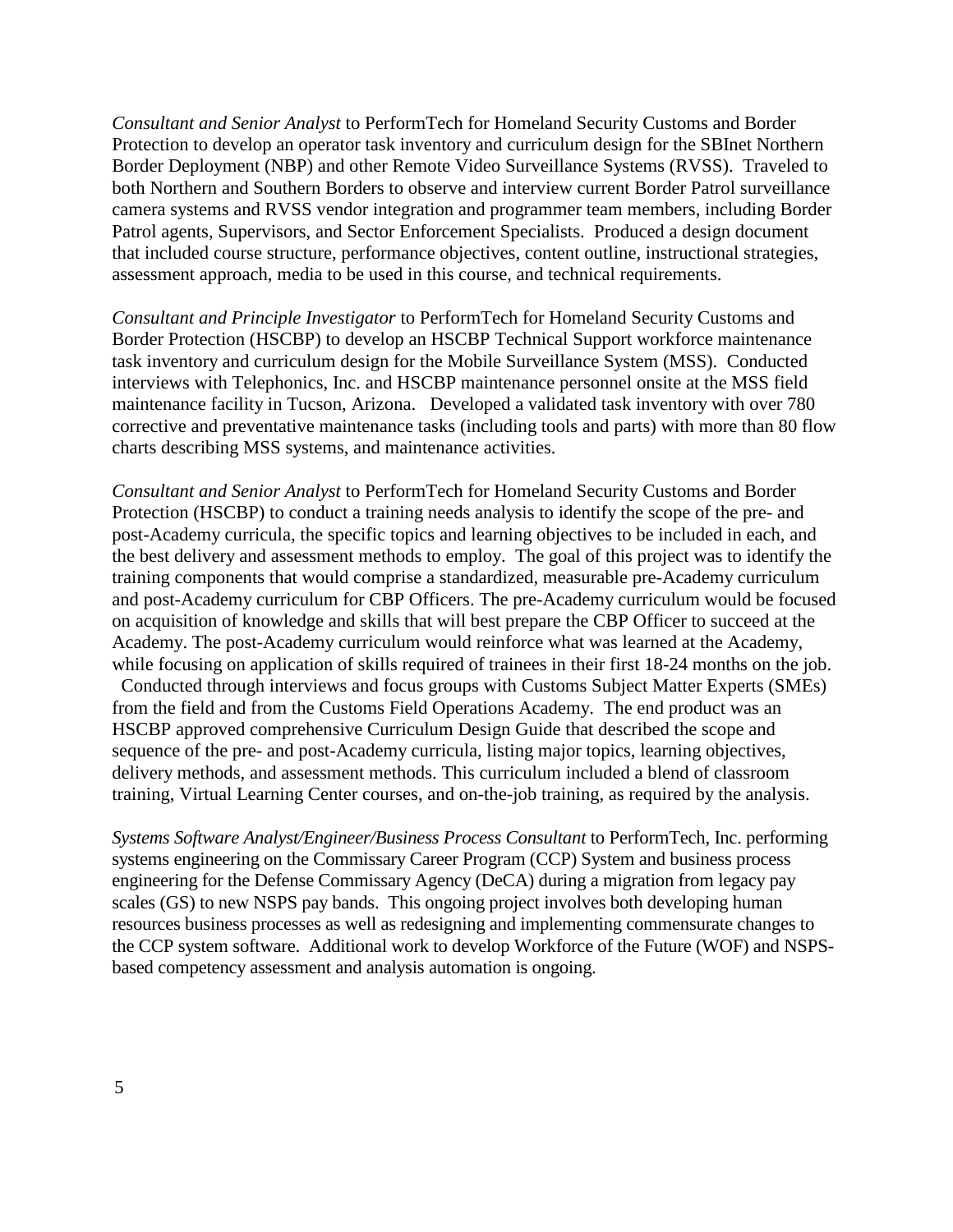*Consultant and Senior Analyst* to PerformTech for Homeland Security Customs and Border Protection to develop an operator task inventory and curriculum design for the SBInet Northern Border Deployment (NBP) and other Remote Video Surveillance Systems (RVSS). Traveled to both Northern and Southern Borders to observe and interview current Border Patrol surveillance camera systems and RVSS vendor integration and programmer team members, including Border Patrol agents, Supervisors, and Sector Enforcement Specialists. Produced a design document that included course structure, performance objectives, content outline, instructional strategies, assessment approach, media to be used in this course, and technical requirements.

*Consultant and Principle Investigator* to PerformTech for Homeland Security Customs and Border Protection (HSCBP) to develop an HSCBP Technical Support workforce maintenance task inventory and curriculum design for the Mobile Surveillance System (MSS). Conducted interviews with Telephonics, Inc. and HSCBP maintenance personnel onsite at the MSS field maintenance facility in Tucson, Arizona. Developed a validated task inventory with over 780 corrective and preventative maintenance tasks (including tools and parts) with more than 80 flow charts describing MSS systems, and maintenance activities.

*Consultant and Senior Analyst* to PerformTech for Homeland Security Customs and Border Protection (HSCBP) to conduct a training needs analysis to identify the scope of the pre- and post-Academy curricula, the specific topics and learning objectives to be included in each, and the best delivery and assessment methods to employ. The goal of this project was to identify the training components that would comprise a standardized, measurable pre-Academy curriculum and post-Academy curriculum for CBP Officers. The pre-Academy curriculum would be focused on acquisition of knowledge and skills that will best prepare the CBP Officer to succeed at the Academy. The post-Academy curriculum would reinforce what was learned at the Academy, while focusing on application of skills required of trainees in their first 18-24 months on the job. Conducted through interviews and focus groups with Customs Subject Matter Experts (SMEs) from the field and from the Customs Field Operations Academy. The end product was an HSCBP approved comprehensive Curriculum Design Guide that described the scope and sequence of the pre- and post-Academy curricula, listing major topics, learning objectives, delivery methods, and assessment methods. This curriculum included a blend of classroom training, Virtual Learning Center courses, and on-the-job training, as required by the analysis.

*Systems Software Analyst/Engineer/Business Process Consultant* to PerformTech, Inc. performing systems engineering on the Commissary Career Program (CCP) System and business process engineering for the Defense Commissary Agency (DeCA) during a migration from legacy pay scales (GS) to new NSPS pay bands. This ongoing project involves both developing human resources business processes as well as redesigning and implementing commensurate changes to the CCP system software. Additional work to develop Workforce of the Future (WOF) and NSPS-based competency assessment and analysis automation is ongoing.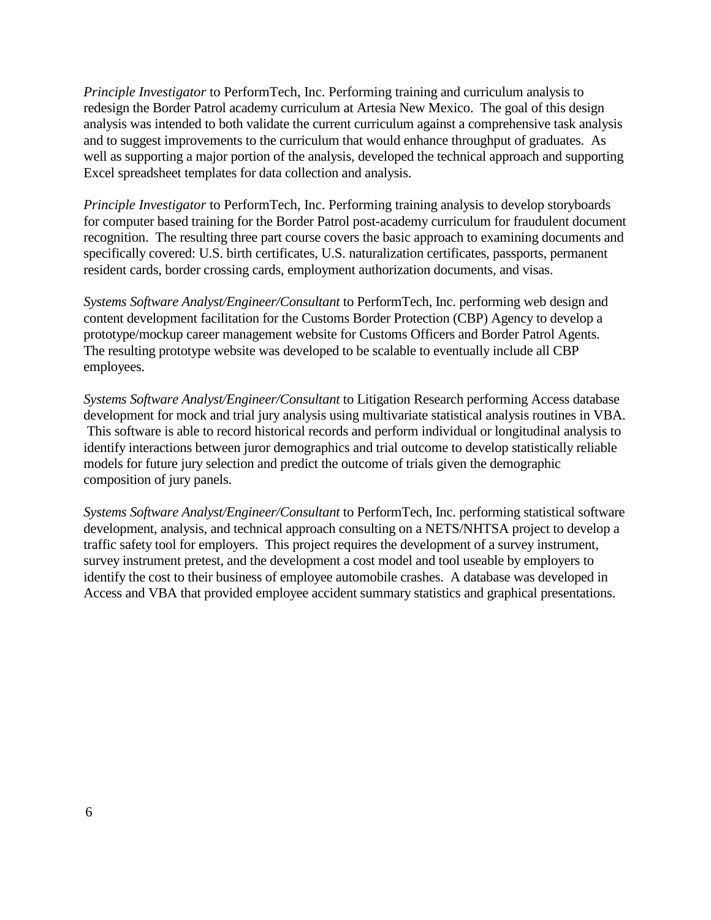*Principle Investigator* to PerformTech, Inc. Performing training and curriculum analysis to redesign the Border Patrol academy curriculum at Artesia New Mexico. The goal of this design analysis was intended to both validate the current curriculum against a comprehensive task analysis and to suggest improvements to the curriculum that would enhance throughput of graduates. As well as supporting a major portion of the analysis, developed the technical approach and supporting Excel spreadsheet templates for data collection and analysis.

*Principle Investigator* to PerformTech, Inc. Performing training analysis to develop storyboards for computer based training for the Border Patrol post-academy curriculum for fraudulent document recognition. The resulting three part course covers the basic approach to examining documents and specifically covered: U.S. birth certificates, U.S. naturalization certificates, passports, permanent resident cards, border crossing cards, employment authorization documents, and visas.

*Systems Software Analyst/Engineer/Consultant* to PerformTech, Inc. performing web design and content development facilitation for the Customs Border Protection (CBP) Agency to develop a prototype/mockup career management website for Customs Officers and Border Patrol Agents. The resulting prototype website was developed to be scalable to eventually include all CBP employees.

*Systems Software Analyst/Engineer/Consultant* to Litigation Research performing Access database development for mock and trial jury analysis using multivariate statistical analysis routines in VBA. This software is able to record historical records and perform individual or longitudinal analysis to identify interactions between juror demographics and trial outcome to develop statistically reliable models for future jury selection and predict the outcome of trials given the demographic composition of jury panels.

*Systems Software Analyst/Engineer/Consultant* to PerformTech, Inc. performing statistical software development, analysis, and technical approach consulting on a NETS/NHTSA project to develop a traffic safety tool for employers. This project requires the development of a survey instrument, survey instrument pretest, and the development a cost model and tool useable by employers to identify the cost to their business of employee automobile crashes. A database was developed in Access and VBA that provided employee accident summary statistics and graphical presentations.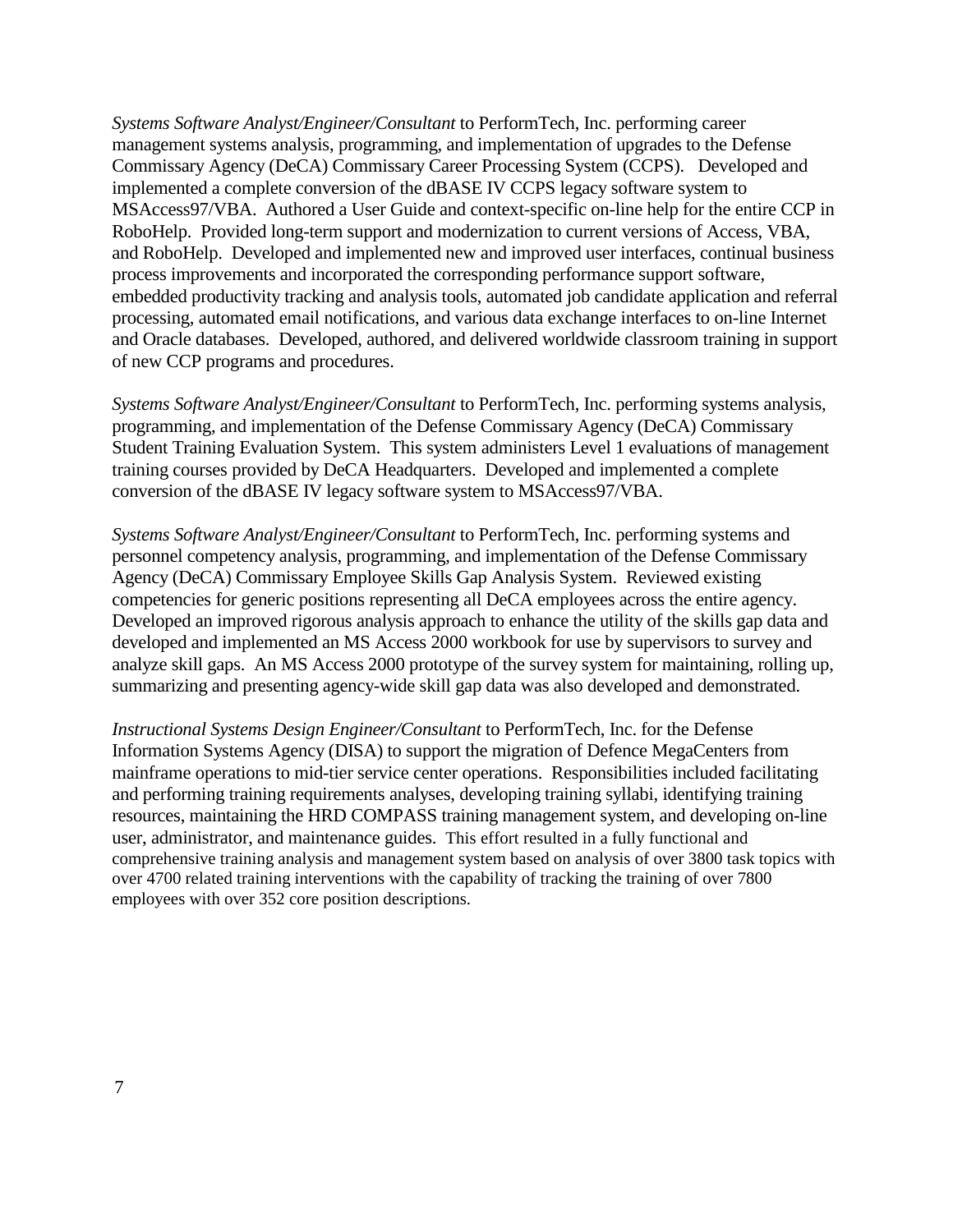*Systems Software Analyst/Engineer/Consultant* to PerformTech, Inc. performing career management systems analysis, programming, and implementation of upgrades to the Defense Commissary Agency (DeCA) Commissary Career Processing System (CCPS). Developed and implemented a complete conversion of the dBASE IV CCPS legacy software system to MSAccess97/VBA. Authored a User Guide and context-specific on-line help for the entire CCP in RoboHelp. Provided long-term support and modernization to current versions of Access, VBA, and RoboHelp. Developed and implemented new and improved user interfaces, continual business process improvements and incorporated the corresponding performance support software, embedded productivity tracking and analysis tools, automated job candidate application and referral processing, automated email notifications, and various data exchange interfaces to on-line Internet and Oracle databases. Developed, authored, and delivered worldwide classroom training in support of new CCP programs and procedures.

*Systems Software Analyst/Engineer/Consultant* to PerformTech, Inc. performing systems analysis, programming, and implementation of the Defense Commissary Agency (DeCA) Commissary Student Training Evaluation System. This system administers Level 1 evaluations of management training courses provided by DeCA Headquarters. Developed and implemented a complete conversion of the dBASE IV legacy software system to MSAccess97/VBA.

*Systems Software Analyst/Engineer/Consultant* to PerformTech, Inc. performing systems and personnel competency analysis, programming, and implementation of the Defense Commissary Agency (DeCA) Commissary Employee Skills Gap Analysis System. Reviewed existing competencies for generic positions representing all DeCA employees across the entire agency. Developed an improved rigorous analysis approach to enhance the utility of the skills gap data and developed and implemented an MS Access 2000 workbook for use by supervisors to survey and analyze skill gaps. An MS Access 2000 prototype of the survey system for maintaining, rolling up, summarizing and presenting agency-wide skill gap data was also developed and demonstrated.

*Instructional Systems Design Engineer/Consultant* to PerformTech, Inc. for the Defense Information Systems Agency (DISA) to support the migration of Defence MegaCenters from mainframe operations to mid-tier service center operations. Responsibilities included facilitating and performing training requirements analyses, developing training syllabi, identifying training resources, maintaining the HRD COMPASS training management system, and developing on-line user, administrator, and maintenance guides. This effort resulted in a fully functional and comprehensive training analysis and management system based on analysis of over 3800 task topics with over 4700 related training interventions with the capability of tracking the training of over 7800 employees with over 352 core position descriptions.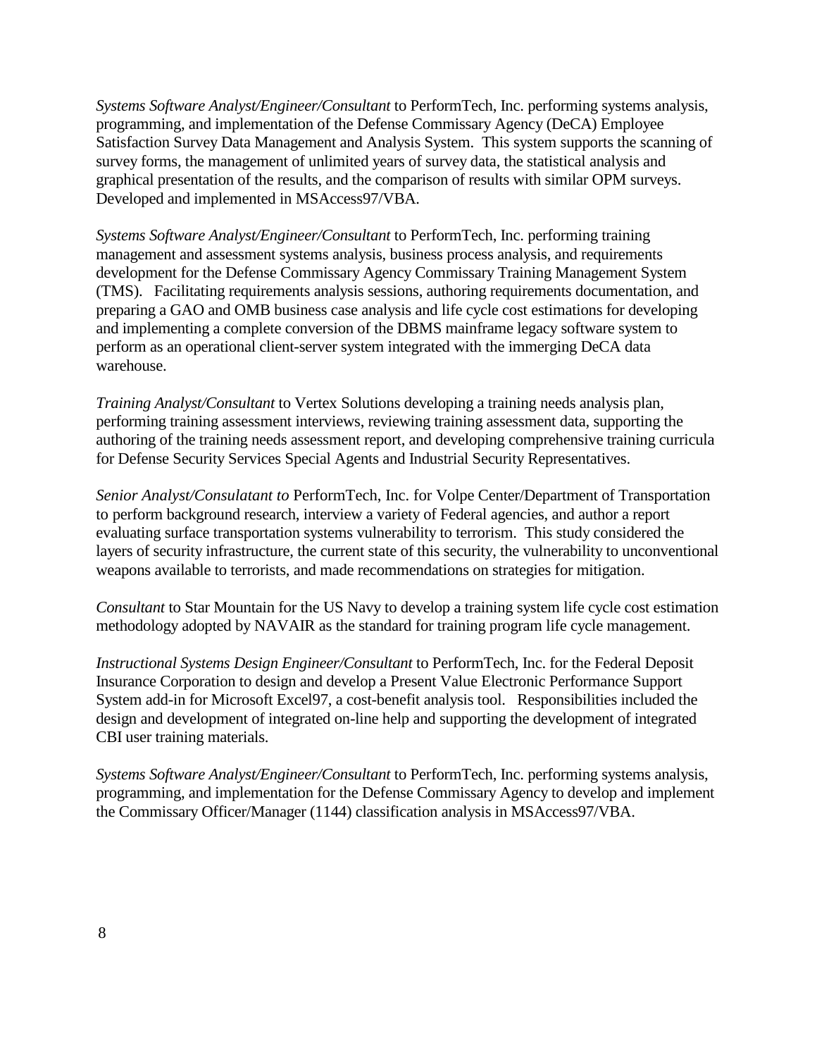*Systems Software Analyst/Engineer/Consultant* to PerformTech, Inc. performing systems analysis, programming, and implementation of the Defense Commissary Agency (DeCA) Employee Satisfaction Survey Data Management and Analysis System. This system supports the scanning of survey forms, the management of unlimited years of survey data, the statistical analysis and graphical presentation of the results, and the comparison of results with similar OPM surveys. Developed and implemented in MSAccess97/VBA.

*Systems Software Analyst/Engineer/Consultant* to PerformTech, Inc. performing training management and assessment systems analysis, business process analysis, and requirements development for the Defense Commissary Agency Commissary Training Management System (TMS). Facilitating requirements analysis sessions, authoring requirements documentation, and preparing a GAO and OMB business case analysis and life cycle cost estimations for developing and implementing a complete conversion of the DBMS mainframe legacy software system to perform as an operational client-server system integrated with the immerging DeCA data warehouse.

*Training Analyst/Consultant* to Vertex Solutions developing a training needs analysis plan, performing training assessment interviews, reviewing training assessment data, supporting the authoring of the training needs assessment report, and developing comprehensive training curricula for Defense Security Services Special Agents and Industrial Security Representatives.

*Senior Analyst/Consulatant to* PerformTech, Inc. for Volpe Center/Department of Transportation to perform background research, interview a variety of Federal agencies, and author a report evaluating surface transportation systems vulnerability to terrorism. This study considered the layers of security infrastructure, the current state of this security, the vulnerability to unconventional weapons available to terrorists, and made recommendations on strategies for mitigation.

*Consultant* to Star Mountain for the US Navy to develop a training system life cycle cost estimation methodology adopted by NAVAIR as the standard for training program life cycle management.

*Instructional Systems Design Engineer/Consultant* to PerformTech, Inc. for the Federal Deposit Insurance Corporation to design and develop a Present Value Electronic Performance Support System add-in for Microsoft Excel97, a cost-benefit analysis tool. Responsibilities included the design and development of integrated on-line help and supporting the development of integrated CBI user training materials.

*Systems Software Analyst/Engineer/Consultant* to PerformTech, Inc. performing systems analysis, programming, and implementation for the Defense Commissary Agency to develop and implement the Commissary Officer/Manager (1144) classification analysis in MSAccess97/VBA.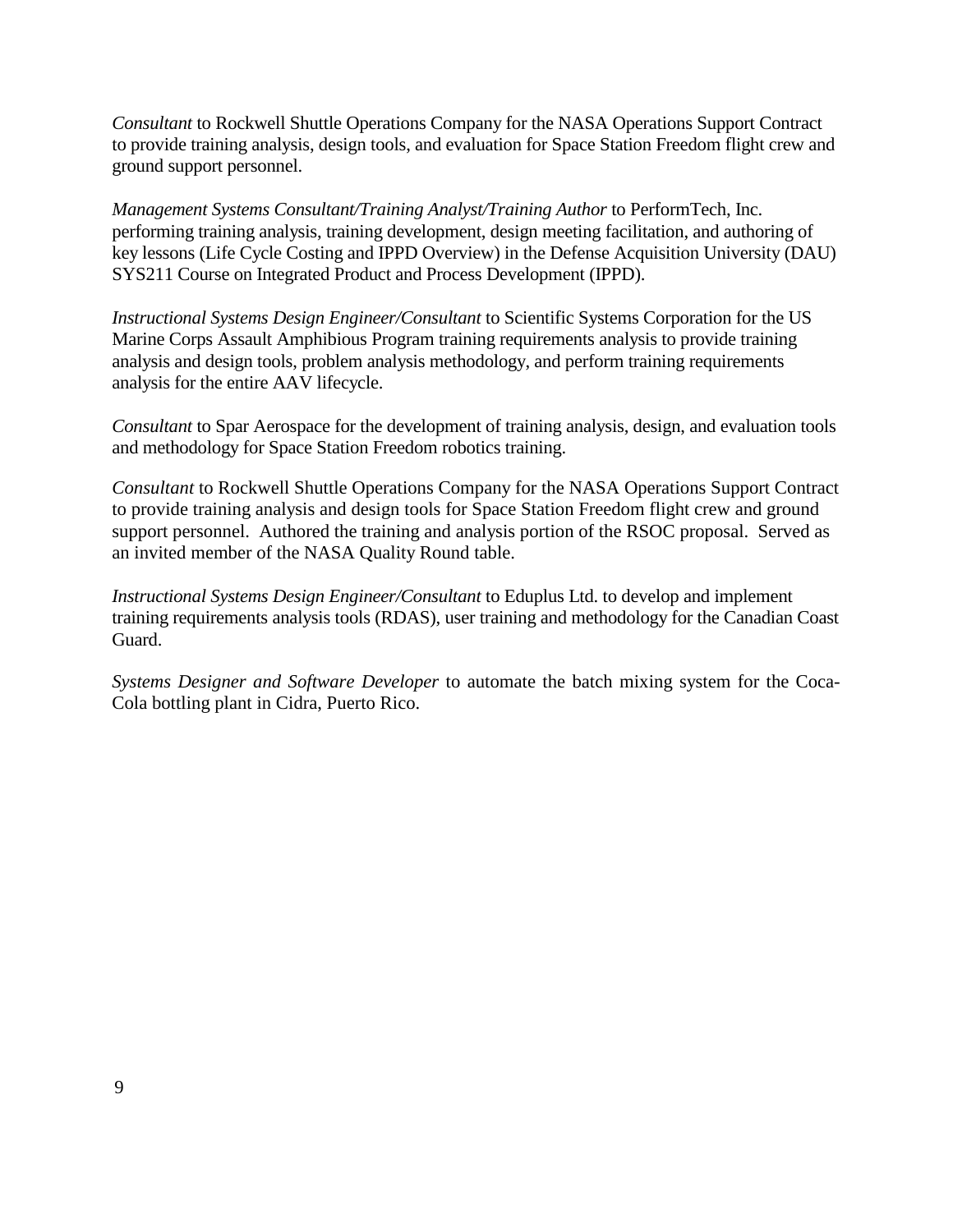*Consultant* to Rockwell Shuttle Operations Company for the NASA Operations Support Contract to provide training analysis, design tools, and evaluation for Space Station Freedom flight crew and ground support personnel.

*Management Systems Consultant/Training Analyst/Training Author* to PerformTech, Inc. performing training analysis, training development, design meeting facilitation, and authoring of key lessons (Life Cycle Costing and IPPD Overview) in the Defense Acquisition University (DAU) SYS211 Course on Integrated Product and Process Development (IPPD).

*Instructional Systems Design Engineer/Consultant* to Scientific Systems Corporation for the US Marine Corps Assault Amphibious Program training requirements analysis to provide training analysis and design tools, problem analysis methodology, and perform training requirements analysis for the entire AAV lifecycle.

*Consultant* to Spar Aerospace for the development of training analysis, design, and evaluation tools and methodology for Space Station Freedom robotics training.

*Consultant* to Rockwell Shuttle Operations Company for the NASA Operations Support Contract to provide training analysis and design tools for Space Station Freedom flight crew and ground support personnel. Authored the training and analysis portion of the RSOC proposal. Served as an invited member of the NASA Quality Round table.

*Instructional Systems Design Engineer/Consultant* to Eduplus Ltd. to develop and implement training requirements analysis tools (RDAS), user training and methodology for the Canadian Coast Guard.

*Systems Designer and Software Developer* to automate the batch mixing system for the Coca-Cola bottling plant in Cidra, Puerto Rico.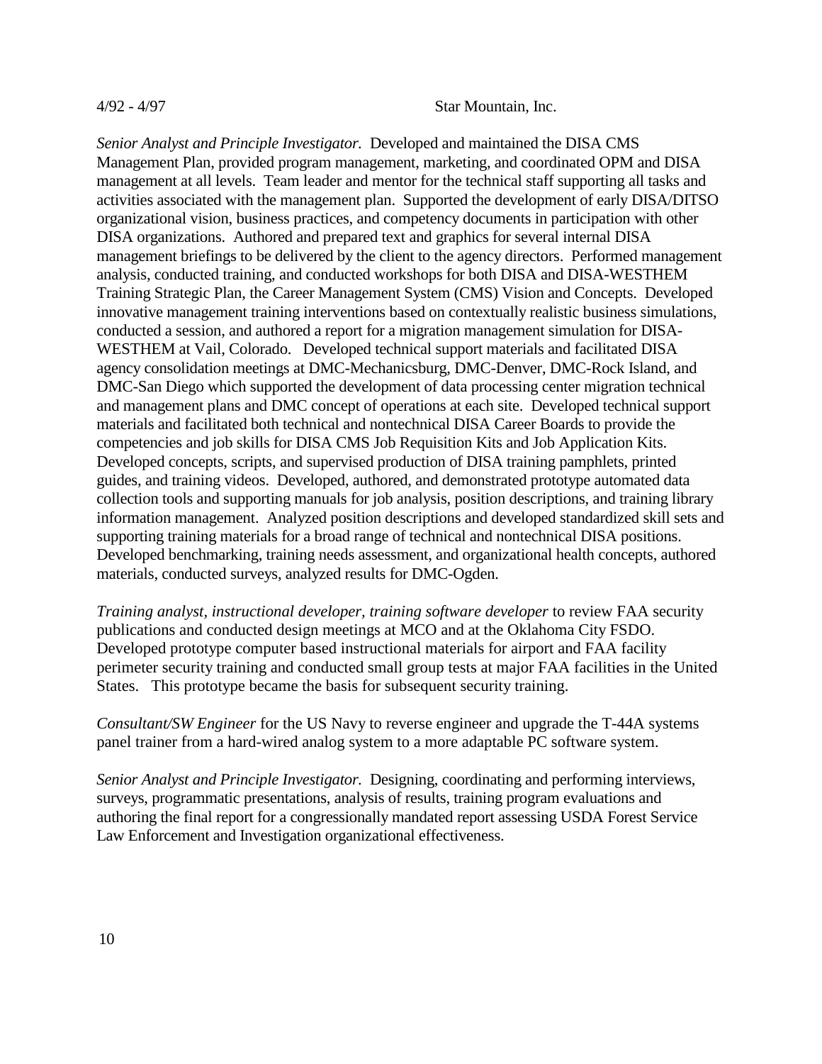4/92 - 4/97 Star Mountain, Inc.

*Senior Analyst and Principle Investigator.* Developed and maintained the DISA CMS Management Plan, provided program management, marketing, and coordinated OPM and DISA management at all levels. Team leader and mentor for the technical staff supporting all tasks and activities associated with the management plan. Supported the development of early DISA/DITSO organizational vision, business practices, and competency documents in participation with other DISA organizations. Authored and prepared text and graphics for several internal DISA management briefings to be delivered by the client to the agency directors. Performed management analysis, conducted training, and conducted workshops for both DISA and DISA-WESTHEM Training Strategic Plan, the Career Management System (CMS) Vision and Concepts. Developed innovative management training interventions based on contextually realistic business simulations, conducted a session, and authored a report for a migration management simulation for DISA-WESTHEM at Vail, Colorado. Developed technical support materials and facilitated DISA agency consolidation meetings at DMC-Mechanicsburg, DMC-Denver, DMC-Rock Island, and DMC-San Diego which supported the development of data processing center migration technical and management plans and DMC concept of operations at each site. Developed technical support materials and facilitated both technical and nontechnical DISA Career Boards to provide the competencies and job skills for DISA CMS Job Requisition Kits and Job Application Kits. Developed concepts, scripts, and supervised production of DISA training pamphlets, printed guides, and training videos. Developed, authored, and demonstrated prototype automated data collection tools and supporting manuals for job analysis, position descriptions, and training library information management. Analyzed position descriptions and developed standardized skill sets and supporting training materials for a broad range of technical and nontechnical DISA positions. Developed benchmarking, training needs assessment, and organizational health concepts, authored materials, conducted surveys, analyzed results for DMC-Ogden.

*Training analyst, instructional developer, training software developer* to review FAA security publications and conducted design meetings at MCO and at the Oklahoma City FSDO. Developed prototype computer based instructional materials for airport and FAA facility perimeter security training and conducted small group tests at major FAA facilities in the United States. This prototype became the basis for subsequent security training.

*Consultant/SW Engineer* for the US Navy to reverse engineer and upgrade the T-44A systems panel trainer from a hard-wired analog system to a more adaptable PC software system.

*Senior Analyst and Principle Investigator.* Designing, coordinating and performing interviews, surveys, programmatic presentations, analysis of results, training program evaluations and authoring the final report for a congressionally mandated report assessing USDA Forest Service Law Enforcement and Investigation organizational effectiveness.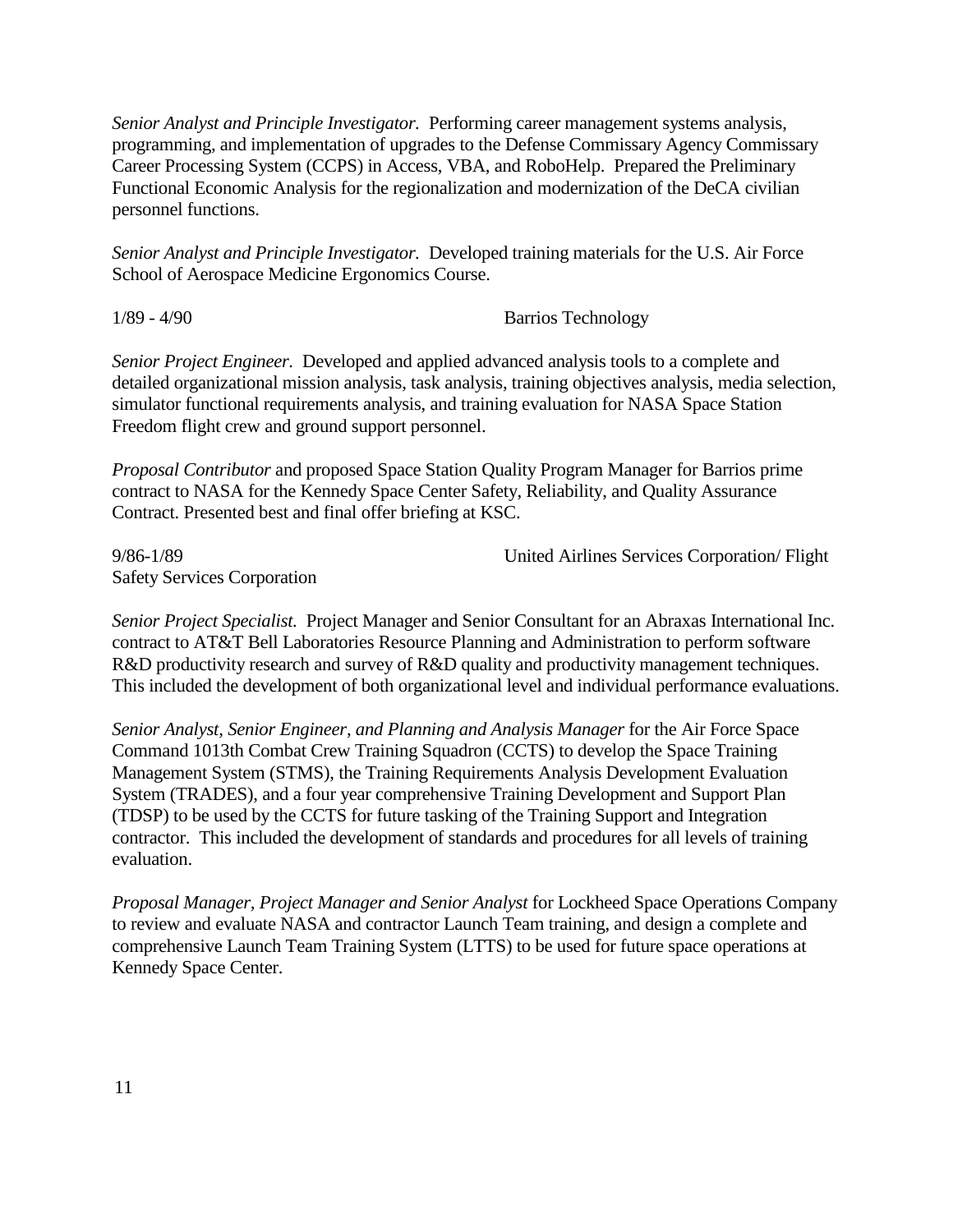*Senior Analyst and Principle Investigator.* Performing career management systems analysis, programming, and implementation of upgrades to the Defense Commissary Agency Commissary Career Processing System (CCPS) in Access, VBA, and RoboHelp. Prepared the Preliminary Functional Economic Analysis for the regionalization and modernization of the DeCA civilian personnel functions.

*Senior Analyst and Principle Investigator.* Developed training materials for the U.S. Air Force School of Aerospace Medicine Ergonomics Course.

1/89 - 4/90 Barrios Technology

*Senior Project Engineer.* Developed and applied advanced analysis tools to a complete and detailed organizational mission analysis, task analysis, training objectives analysis, media selection, simulator functional requirements analysis, and training evaluation for NASA Space Station Freedom flight crew and ground support personnel.

*Proposal Contributor* and proposed Space Station Quality Program Manager for Barrios prime contract to NASA for the Kennedy Space Center Safety, Reliability, and Quality Assurance Contract. Presented best and final offer briefing at KSC.

9/86-1/89 United Airlines Services Corporation/ Flight Safety Services Corporation

*Senior Project Specialist.* Project Manager and Senior Consultant for an Abraxas International Inc. contract to AT&T Bell Laboratories Resource Planning and Administration to perform software R&D productivity research and survey of R&D quality and productivity management techniques. This included the development of both organizational level and individual performance evaluations.

*Senior Analyst, Senior Engineer, and Planning and Analysis Manager* for the Air Force Space Command 1013th Combat Crew Training Squadron (CCTS) to develop the Space Training Management System (STMS), the Training Requirements Analysis Development Evaluation System (TRADES), and a four year comprehensive Training Development and Support Plan (TDSP) to be used by the CCTS for future tasking of the Training Support and Integration contractor. This included the development of standards and procedures for all levels of training evaluation.

*Proposal Manager, Project Manager and Senior Analyst* for Lockheed Space Operations Company to review and evaluate NASA and contractor Launch Team training, and design a complete and comprehensive Launch Team Training System (LTTS) to be used for future space operations at Kennedy Space Center.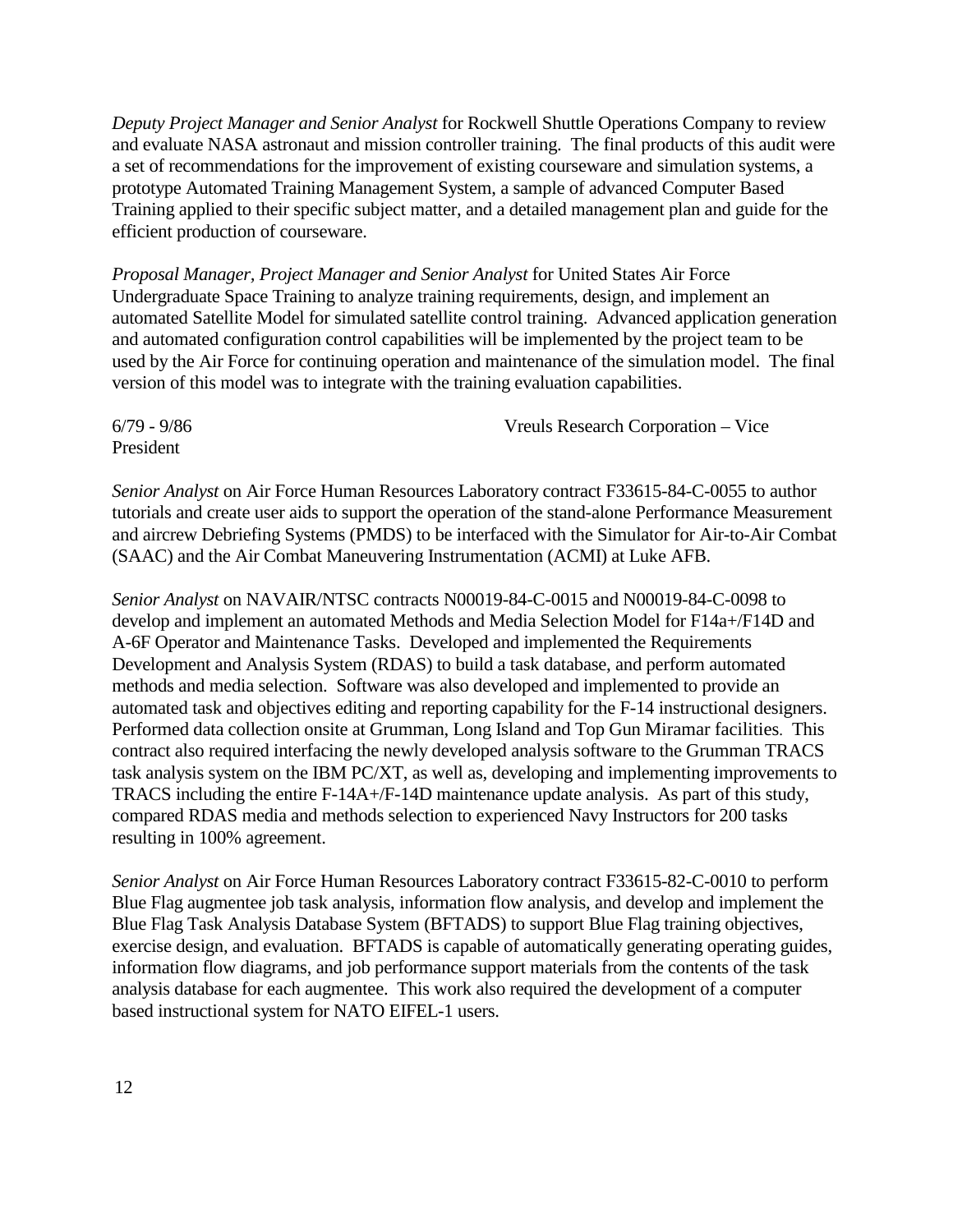*Deputy Project Manager and Senior Analyst* for Rockwell Shuttle Operations Company to review and evaluate NASA astronaut and mission controller training. The final products of this audit were a set of recommendations for the improvement of existing courseware and simulation systems, a prototype Automated Training Management System, a sample of advanced Computer Based Training applied to their specific subject matter, and a detailed management plan and guide for the efficient production of courseware.

*Proposal Manager, Project Manager and Senior Analyst* for United States Air Force Undergraduate Space Training to analyze training requirements, design, and implement an automated Satellite Model for simulated satellite control training. Advanced application generation and automated configuration control capabilities will be implemented by the project team to be used by the Air Force for continuing operation and maintenance of the simulation model. The final version of this model was to integrate with the training evaluation capabilities.

6/79 - 9/86 Vreuls Research Corporation – Vice President

*Senior Analyst* on Air Force Human Resources Laboratory contract F33615-84-C-0055 to author tutorials and create user aids to support the operation of the stand-alone Performance Measurement and aircrew Debriefing Systems (PMDS) to be interfaced with the Simulator for Air-to-Air Combat (SAAC) and the Air Combat Maneuvering Instrumentation (ACMI) at Luke AFB.

*Senior Analyst* on NAVAIR/NTSC contracts N00019-84-C-0015 and N00019-84-C-0098 to develop and implement an automated Methods and Media Selection Model for F14a+/F14D and A-6F Operator and Maintenance Tasks. Developed and implemented the Requirements Development and Analysis System (RDAS) to build a task database, and perform automated methods and media selection. Software was also developed and implemented to provide an automated task and objectives editing and reporting capability for the F-14 instructional designers. Performed data collection onsite at Grumman, Long Island and Top Gun Miramar facilities. This contract also required interfacing the newly developed analysis software to the Grumman TRACS task analysis system on the IBM PC/XT, as well as, developing and implementing improvements to TRACS including the entire F-14A+/F-14D maintenance update analysis. As part of this study, compared RDAS media and methods selection to experienced Navy Instructors for 200 tasks resulting in 100% agreement.

*Senior Analyst* on Air Force Human Resources Laboratory contract F33615-82-C-0010 to perform Blue Flag augmentee job task analysis, information flow analysis, and develop and implement the Blue Flag Task Analysis Database System (BFTADS) to support Blue Flag training objectives, exercise design, and evaluation. BFTADS is capable of automatically generating operating guides, information flow diagrams, and job performance support materials from the contents of the task analysis database for each augmentee. This work also required the development of a computer based instructional system for NATO EIFEL-1 users.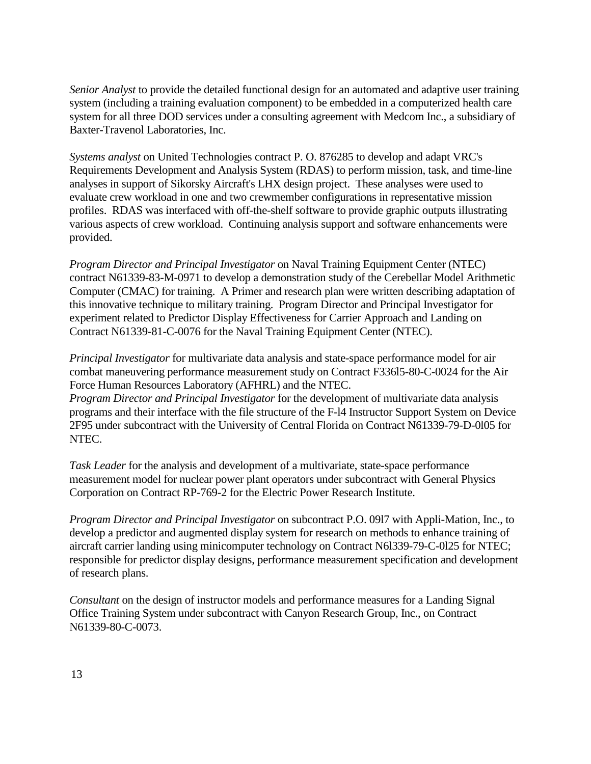*Senior Analyst* to provide the detailed functional design for an automated and adaptive user training system (including a training evaluation component) to be embedded in a computerized health care system for all three DOD services under a consulting agreement with Medcom Inc., a subsidiary of Baxter-Travenol Laboratories, Inc.

*Systems analyst* on United Technologies contract P. O. 876285 to develop and adapt VRC's Requirements Development and Analysis System (RDAS) to perform mission, task, and time-line analyses in support of Sikorsky Aircraft's LHX design project. These analyses were used to evaluate crew workload in one and two crewmember configurations in representative mission profiles. RDAS was interfaced with off-the-shelf software to provide graphic outputs illustrating various aspects of crew workload. Continuing analysis support and software enhancements were provided.

*Program Director and Principal Investigator* on Naval Training Equipment Center (NTEC) contract N61339-83-M-0971 to develop a demonstration study of the Cerebellar Model Arithmetic Computer (CMAC) for training. A Primer and research plan were written describing adaptation of this innovative technique to military training. Program Director and Principal Investigator for experiment related to Predictor Display Effectiveness for Carrier Approach and Landing on Contract N61339-81-C-0076 for the Naval Training Equipment Center (NTEC).

*Principal Investigator* for multivariate data analysis and state-space performance model for air combat maneuvering performance measurement study on Contract F336l5-80-C-0024 for the Air Force Human Resources Laboratory (AFHRL) and the NTEC.
*Program Director and Principal Investigator* for the development of multivariate data analysis programs and their interface with the file structure of the F-l4 Instructor Support System on Device 2F95 under subcontract with the University of Central Florida on Contract N61339-79-D-0l05 for NTEC.

*Task Leader* for the analysis and development of a multivariate, state-space performance measurement model for nuclear power plant operators under subcontract with General Physics Corporation on Contract RP-769-2 for the Electric Power Research Institute.

*Program Director and Principal Investigator* on subcontract P.O. 09l7 with Appli-Mation, Inc., to develop a predictor and augmented display system for research on methods to enhance training of aircraft carrier landing using minicomputer technology on Contract N6l339-79-C-0l25 for NTEC; responsible for predictor display designs, performance measurement specification and development of research plans.

*Consultant* on the design of instructor models and performance measures for a Landing Signal Office Training System under subcontract with Canyon Research Group, Inc., on Contract N61339-80-C-0073.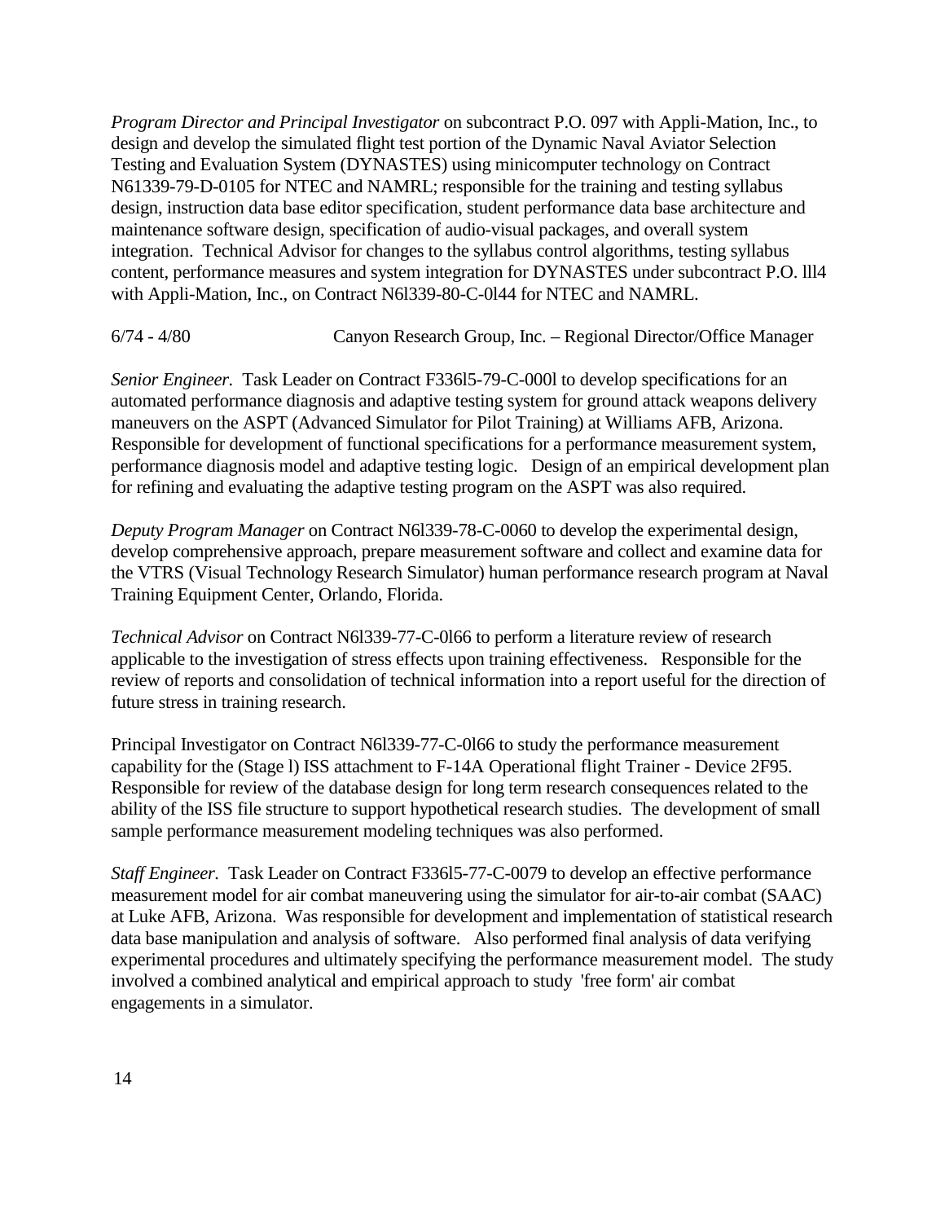*Program Director and Principal Investigator* on subcontract P.O. 097 with Appli-Mation, Inc., to design and develop the simulated flight test portion of the Dynamic Naval Aviator Selection Testing and Evaluation System (DYNASTES) using minicomputer technology on Contract N61339-79-D-0105 for NTEC and NAMRL; responsible for the training and testing syllabus design, instruction data base editor specification, student performance data base architecture and maintenance software design, specification of audio-visual packages, and overall system integration. Technical Advisor for changes to the syllabus control algorithms, testing syllabus content, performance measures and system integration for DYNASTES under subcontract P.O. lll4 with Appli-Mation, Inc., on Contract N6l339-80-C-0l44 for NTEC and NAMRL.

6/74 - 4/80 Canyon Research Group, Inc. – Regional Director/Office Manager

*Senior Engineer.* Task Leader on Contract F336l5-79-C-000l to develop specifications for an automated performance diagnosis and adaptive testing system for ground attack weapons delivery maneuvers on the ASPT (Advanced Simulator for Pilot Training) at Williams AFB, Arizona. Responsible for development of functional specifications for a performance measurement system, performance diagnosis model and adaptive testing logic. Design of an empirical development plan for refining and evaluating the adaptive testing program on the ASPT was also required.

*Deputy Program Manager* on Contract N6l339-78-C-0060 to develop the experimental design, develop comprehensive approach, prepare measurement software and collect and examine data for the VTRS (Visual Technology Research Simulator) human performance research program at Naval Training Equipment Center, Orlando, Florida.

*Technical Advisor* on Contract N6l339-77-C-0l66 to perform a literature review of research applicable to the investigation of stress effects upon training effectiveness. Responsible for the review of reports and consolidation of technical information into a report useful for the direction of future stress in training research.

Principal Investigator on Contract N6l339-77-C-0l66 to study the performance measurement capability for the (Stage l) ISS attachment to F-14A Operational flight Trainer - Device 2F95. Responsible for review of the database design for long term research consequences related to the ability of the ISS file structure to support hypothetical research studies. The development of small sample performance measurement modeling techniques was also performed.

*Staff Engineer.* Task Leader on Contract F336l5-77-C-0079 to develop an effective performance measurement model for air combat maneuvering using the simulator for air-to-air combat (SAAC) at Luke AFB, Arizona. Was responsible for development and implementation of statistical research data base manipulation and analysis of software. Also performed final analysis of data verifying experimental procedures and ultimately specifying the performance measurement model. The study involved a combined analytical and empirical approach to study 'free form' air combat engagements in a simulator.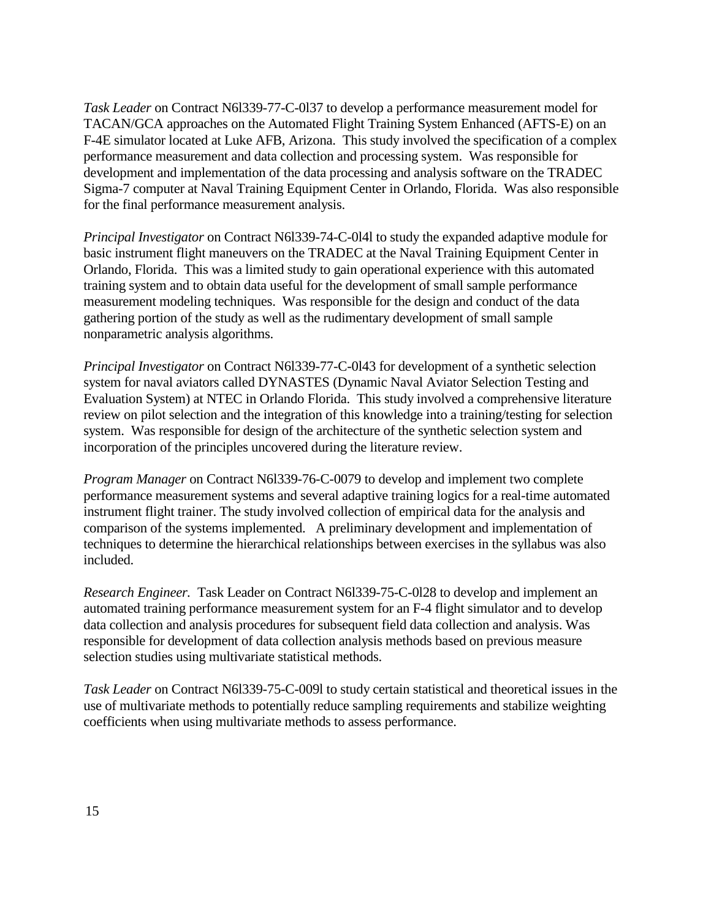*Task Leader* on Contract N6l339-77-C-0l37 to develop a performance measurement model for TACAN/GCA approaches on the Automated Flight Training System Enhanced (AFTS-E) on an F-4E simulator located at Luke AFB, Arizona. This study involved the specification of a complex performance measurement and data collection and processing system. Was responsible for development and implementation of the data processing and analysis software on the TRADEC Sigma-7 computer at Naval Training Equipment Center in Orlando, Florida. Was also responsible for the final performance measurement analysis.

*Principal Investigator* on Contract N6l339-74-C-0l4l to study the expanded adaptive module for basic instrument flight maneuvers on the TRADEC at the Naval Training Equipment Center in Orlando, Florida. This was a limited study to gain operational experience with this automated training system and to obtain data useful for the development of small sample performance measurement modeling techniques. Was responsible for the design and conduct of the data gathering portion of the study as well as the rudimentary development of small sample nonparametric analysis algorithms.

*Principal Investigator* on Contract N6l339-77-C-0l43 for development of a synthetic selection system for naval aviators called DYNASTES (Dynamic Naval Aviator Selection Testing and Evaluation System) at NTEC in Orlando Florida. This study involved a comprehensive literature review on pilot selection and the integration of this knowledge into a training/testing for selection system. Was responsible for design of the architecture of the synthetic selection system and incorporation of the principles uncovered during the literature review.

*Program Manager* on Contract N6l339-76-C-0079 to develop and implement two complete performance measurement systems and several adaptive training logics for a real-time automated instrument flight trainer. The study involved collection of empirical data for the analysis and comparison of the systems implemented. A preliminary development and implementation of techniques to determine the hierarchical relationships between exercises in the syllabus was also included.

*Research Engineer.* Task Leader on Contract N6l339-75-C-0l28 to develop and implement an automated training performance measurement system for an F-4 flight simulator and to develop data collection and analysis procedures for subsequent field data collection and analysis. Was responsible for development of data collection analysis methods based on previous measure selection studies using multivariate statistical methods.

*Task Leader* on Contract N6l339-75-C-009l to study certain statistical and theoretical issues in the use of multivariate methods to potentially reduce sampling requirements and stabilize weighting coefficients when using multivariate methods to assess performance.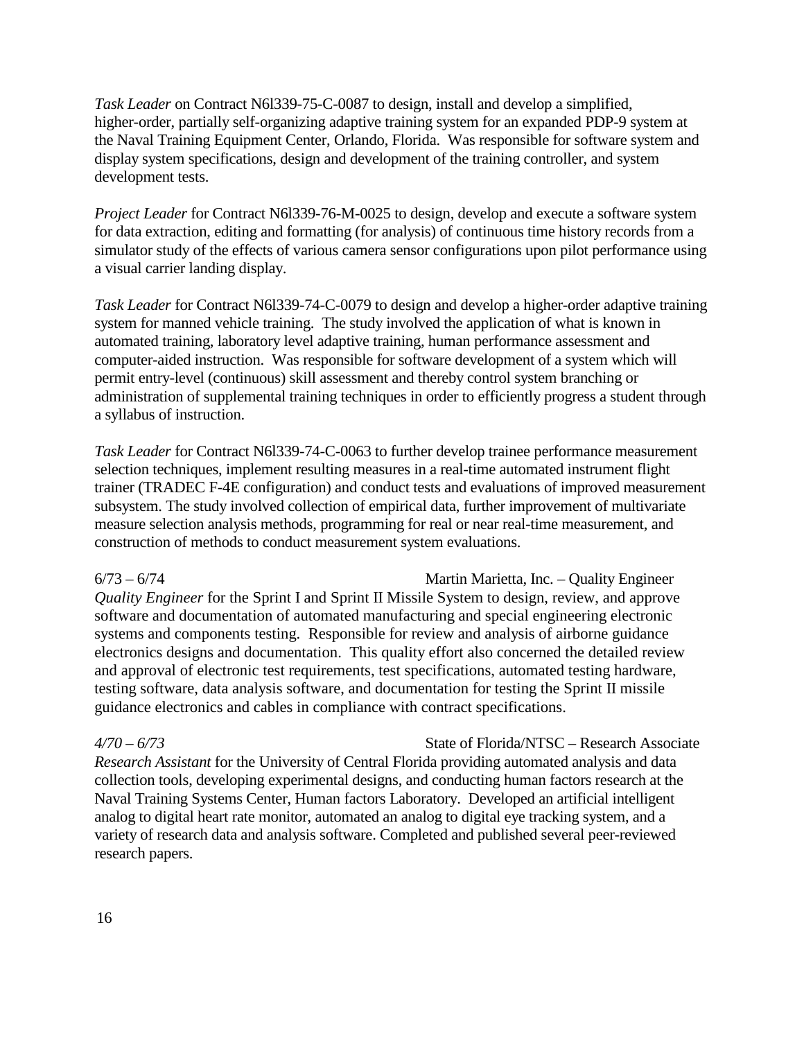*Task Leader* on Contract N6l339-75-C-0087 to design, install and develop a simplified, higher-order, partially self-organizing adaptive training system for an expanded PDP-9 system at the Naval Training Equipment Center, Orlando, Florida. Was responsible for software system and display system specifications, design and development of the training controller, and system development tests.

*Project Leader* for Contract N6l339-76-M-0025 to design, develop and execute a software system for data extraction, editing and formatting (for analysis) of continuous time history records from a simulator study of the effects of various camera sensor configurations upon pilot performance using a visual carrier landing display.

*Task Leader* for Contract N6l339-74-C-0079 to design and develop a higher-order adaptive training system for manned vehicle training. The study involved the application of what is known in automated training, laboratory level adaptive training, human performance assessment and computer-aided instruction. Was responsible for software development of a system which will permit entry-level (continuous) skill assessment and thereby control system branching or administration of supplemental training techniques in order to efficiently progress a student through a syllabus of instruction.

*Task Leader* for Contract N6l339-74-C-0063 to further develop trainee performance measurement selection techniques, implement resulting measures in a real-time automated instrument flight trainer (TRADEC F-4E configuration) and conduct tests and evaluations of improved measurement subsystem. The study involved collection of empirical data, further improvement of multivariate measure selection analysis methods, programming for real or near real-time measurement, and construction of methods to conduct measurement system evaluations.

6/73 – 6/74 Martin Marietta, Inc. – Quality Engineer

*Quality Engineer* for the Sprint I and Sprint II Missile System to design, review, and approve software and documentation of automated manufacturing and special engineering electronic systems and components testing. Responsible for review and analysis of airborne guidance electronics designs and documentation. This quality effort also concerned the detailed review and approval of electronic test requirements, test specifications, automated testing hardware, testing software, data analysis software, and documentation for testing the Sprint II missile guidance electronics and cables in compliance with contract specifications.

*4/70 – 6/73* State of Florida/NTSC – Research Associate

*Research Assistant* for the University of Central Florida providing automated analysis and data collection tools, developing experimental designs, and conducting human factors research at the Naval Training Systems Center, Human factors Laboratory. Developed an artificial intelligent analog to digital heart rate monitor, automated an analog to digital eye tracking system, and a variety of research data and analysis software. Completed and published several peer-reviewed research papers.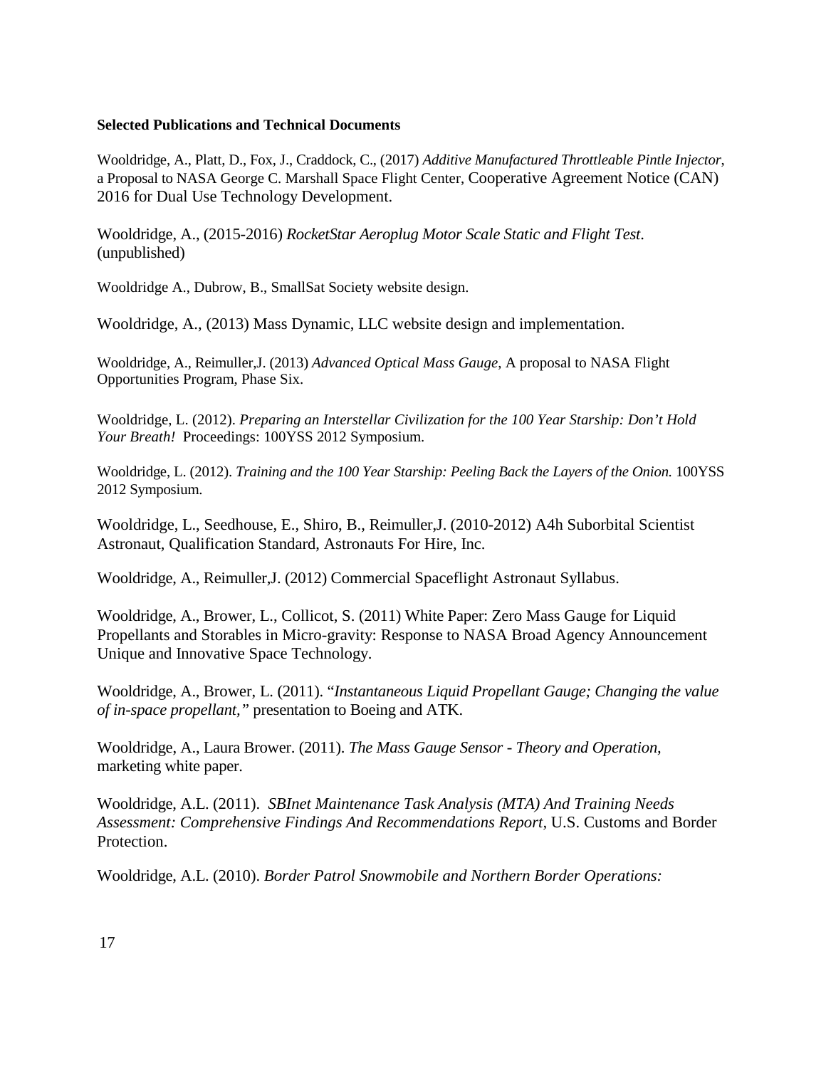**Selected Publications and Technical Documents**

Wooldridge, A., Platt, D., Fox, J., Craddock, C., (2017) *Additive Manufactured Throttleable Pintle Injector*, a Proposal to NASA George C. Marshall Space Flight Center, Cooperative Agreement Notice (CAN) 2016 for Dual Use Technology Development.

Wooldridge, A., (2015-2016) *RocketStar Aeroplug Motor Scale Static and Flight Test*. (unpublished)

Wooldridge A., Dubrow, B., SmallSat Society website design.

Wooldridge, A., (2013) Mass Dynamic, LLC website design and implementation.

Wooldridge, A., Reimuller,J. (2013) *Advanced Optical Mass Gauge*, A proposal to NASA Flight Opportunities Program, Phase Six.

Wooldridge, L. (2012). *Preparing an Interstellar Civilization for the 100 Year Starship: Don't Hold Your Breath!* Proceedings: 100YSS 2012 Symposium.

Wooldridge, L. (2012). *Training and the 100 Year Starship: Peeling Back the Layers of the Onion.* 100YSS 2012 Symposium.

Wooldridge, L., Seedhouse, E., Shiro, B., Reimuller,J. (2010-2012) A4h Suborbital Scientist Astronaut, Qualification Standard, Astronauts For Hire, Inc.

Wooldridge, A., Reimuller,J. (2012) Commercial Spaceflight Astronaut Syllabus.

Wooldridge, A., Brower, L., Collicot, S. (2011) White Paper: Zero Mass Gauge for Liquid Propellants and Storables in Micro-gravity: Response to NASA Broad Agency Announcement Unique and Innovative Space Technology.

Wooldridge, A., Brower, L. (2011). "*Instantaneous Liquid Propellant Gauge; Changing the value of in-space propellant,"* presentation to Boeing and ATK.

Wooldridge, A., Laura Brower. (2011). *The Mass Gauge Sensor - Theory and Operation*, marketing white paper.

Wooldridge, A.L. (2011). *SBInet Maintenance Task Analysis (MTA) And Training Needs Assessment: Comprehensive Findings And Recommendations Report,* U.S. Customs and Border Protection.

Wooldridge, A.L. (2010). *Border Patrol Snowmobile and Northern Border Operations:*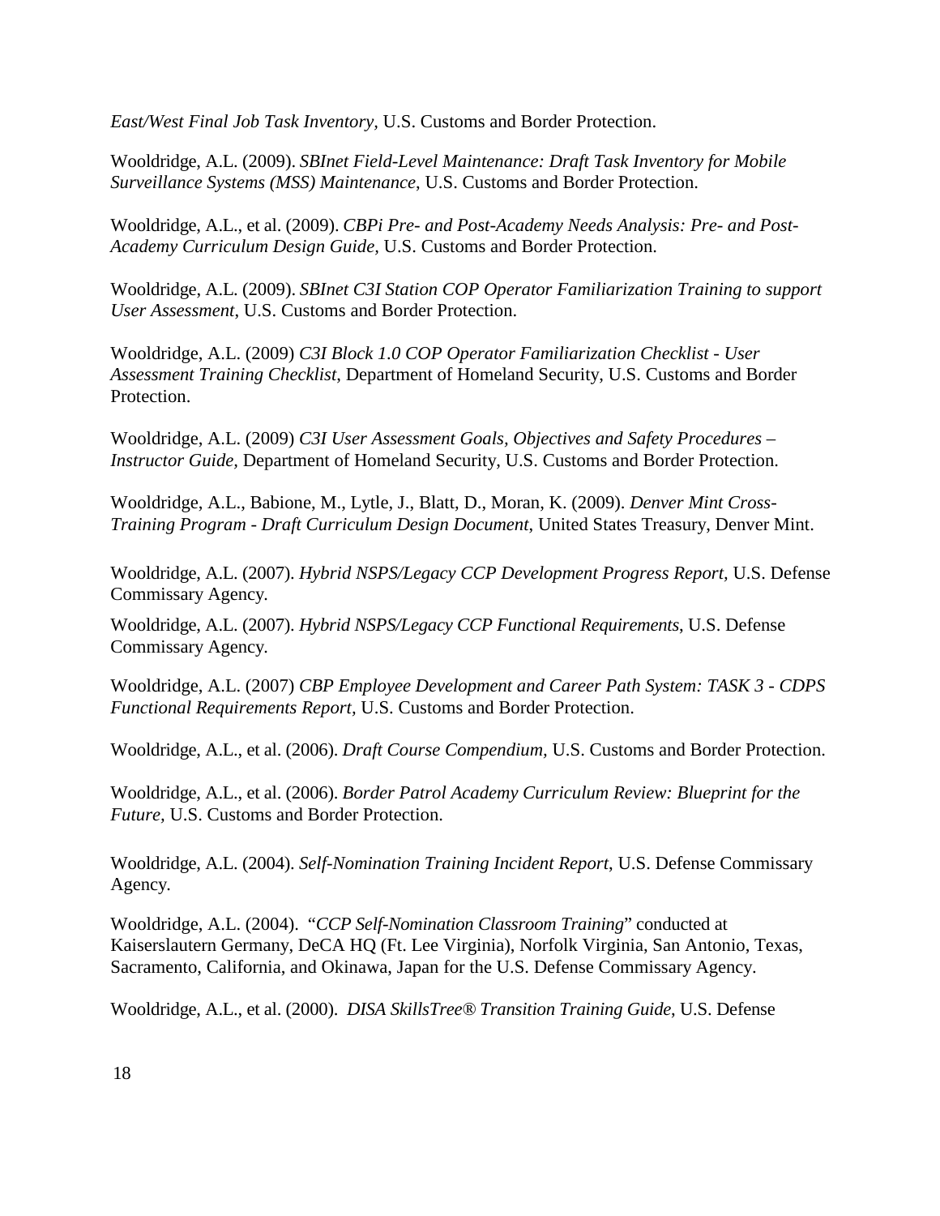*East/West Final Job Task Inventory,* U.S. Customs and Border Protection.

Wooldridge, A.L. (2009). *SBInet Field-Level Maintenance: Draft Task Inventory for Mobile Surveillance Systems (MSS) Maintenance*, U.S. Customs and Border Protection.

Wooldridge, A.L., et al. (2009). *CBPi Pre- and Post-Academy Needs Analysis: Pre- and Post-Academy Curriculum Design Guide,* U.S. Customs and Border Protection.

Wooldridge, A.L. (2009). *SBInet C3I Station COP Operator Familiarization Training to support User Assessment*, U.S. Customs and Border Protection.

Wooldridge, A.L. (2009) *C3I Block 1.0 COP Operator Familiarization Checklist - User Assessment Training Checklist*, Department of Homeland Security, U.S. Customs and Border Protection.

Wooldridge, A.L. (2009) *C3I User Assessment Goals, Objectives and Safety Procedures – Instructor Guide*, Department of Homeland Security, U.S. Customs and Border Protection.

Wooldridge, A.L., Babione, M., Lytle, J., Blatt, D., Moran, K. (2009). *Denver Mint Cross-Training Program - Draft Curriculum Design Document*, United States Treasury, Denver Mint.

Wooldridge, A.L. (2007). *Hybrid NSPS/Legacy CCP Development Progress Report,* U.S. Defense Commissary Agency.

Wooldridge, A.L. (2007). *Hybrid NSPS/Legacy CCP Functional Requirements*, U.S. Defense Commissary Agency.

Wooldridge, A.L. (2007) *CBP Employee Development and Career Path System: TASK 3 - CDPS Functional Requirements Report,* U.S. Customs and Border Protection.

Wooldridge, A.L., et al. (2006). *Draft Course Compendium,* U.S. Customs and Border Protection.

Wooldridge, A.L., et al. (2006). *Border Patrol Academy Curriculum Review: Blueprint for the Future,* U.S. Customs and Border Protection.

Wooldridge, A.L. (2004). *Self-Nomination Training Incident Report*, U.S. Defense Commissary Agency.

Wooldridge, A.L. (2004). "*CCP Self-Nomination Classroom Training*" conducted at Kaiserslautern Germany, DeCA HQ (Ft. Lee Virginia), Norfolk Virginia, San Antonio, Texas, Sacramento, California, and Okinawa, Japan for the U.S. Defense Commissary Agency.

Wooldridge, A.L., et al. (2000). *DISA SkillsTree® Transition Training Guide*, U.S. Defense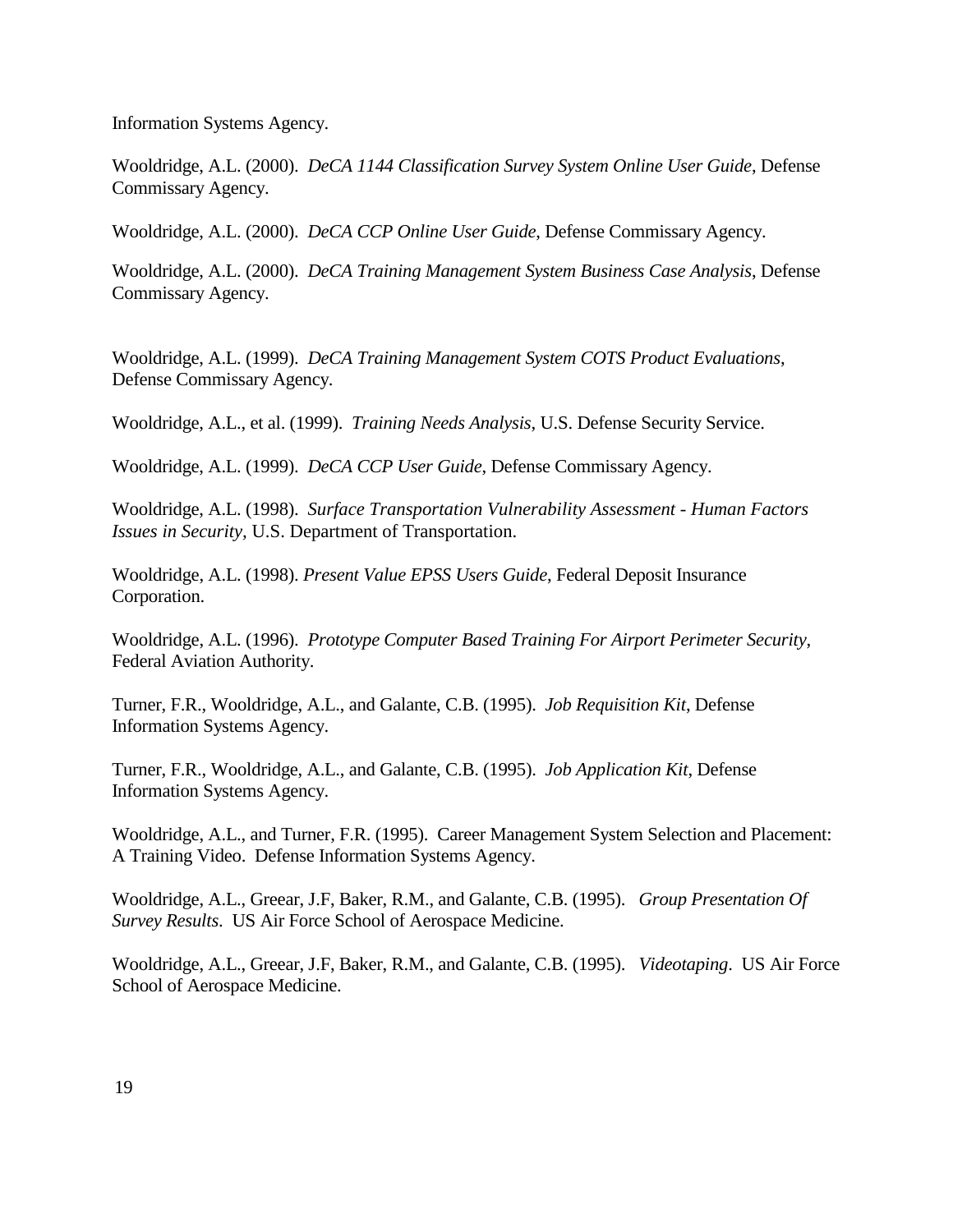Information Systems Agency.

Wooldridge, A.L. (2000). *DeCA 1144 Classification Survey System Online User Guide*, Defense Commissary Agency.

Wooldridge, A.L. (2000). *DeCA CCP Online User Guide*, Defense Commissary Agency.

Wooldridge, A.L. (2000). *DeCA Training Management System Business Case Analysis*, Defense Commissary Agency.

Wooldridge, A.L. (1999). *DeCA Training Management System COTS Product Evaluations*, Defense Commissary Agency.

Wooldridge, A.L., et al. (1999). *Training Needs Analysis*, U.S. Defense Security Service.

Wooldridge, A.L. (1999). *DeCA CCP User Guide*, Defense Commissary Agency.

Wooldridge, A.L. (1998). *Surface Transportation Vulnerability Assessment - Human Factors Issues in Security*, U.S. Department of Transportation.

Wooldridge, A.L. (1998). *Present Value EPSS Users Guide*, Federal Deposit Insurance Corporation.

Wooldridge, A.L. (1996). *Prototype Computer Based Training For Airport Perimeter Security*, Federal Aviation Authority.

Turner, F.R., Wooldridge, A.L., and Galante, C.B. (1995). *Job Requisition Kit*, Defense Information Systems Agency.

Turner, F.R., Wooldridge, A.L., and Galante, C.B. (1995). *Job Application Kit*, Defense Information Systems Agency.

Wooldridge, A.L., and Turner, F.R. (1995). Career Management System Selection and Placement: A Training Video. Defense Information Systems Agency.

Wooldridge, A.L., Greear, J.F, Baker, R.M., and Galante, C.B. (1995). *Group Presentation Of Survey Results*. US Air Force School of Aerospace Medicine.

Wooldridge, A.L., Greear, J.F, Baker, R.M., and Galante, C.B. (1995). *Videotaping*. US Air Force School of Aerospace Medicine.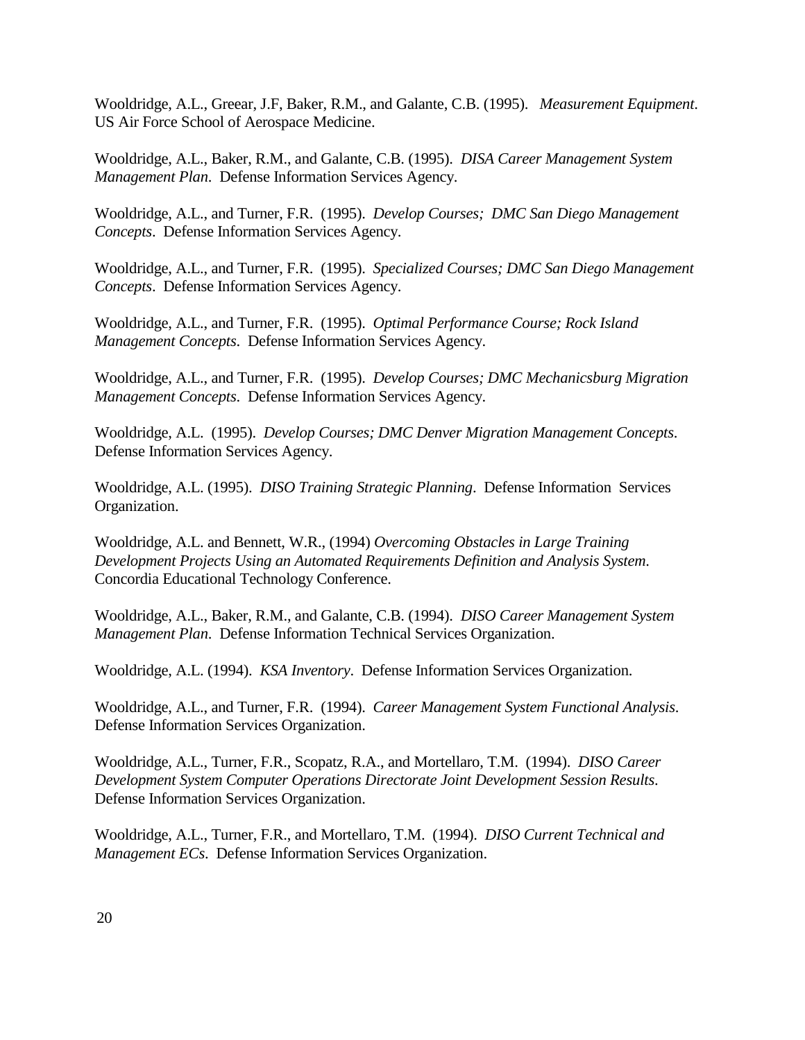Wooldridge, A.L., Greear, J.F, Baker, R.M., and Galante, C.B. (1995). *Measurement Equipment*. US Air Force School of Aerospace Medicine.

Wooldridge, A.L., Baker, R.M., and Galante, C.B. (1995). *DISA Career Management System Management Plan*. Defense Information Services Agency.

Wooldridge, A.L., and Turner, F.R. (1995). *Develop Courses; DMC San Diego Management Concepts*. Defense Information Services Agency.

Wooldridge, A.L., and Turner, F.R. (1995). *Specialized Courses; DMC San Diego Management Concepts*. Defense Information Services Agency.

Wooldridge, A.L., and Turner, F.R. (1995). *Optimal Performance Course; Rock Island Management Concepts*. Defense Information Services Agency.

Wooldridge, A.L., and Turner, F.R. (1995). *Develop Courses; DMC Mechanicsburg Migration Management Concepts*. Defense Information Services Agency.

Wooldridge, A.L. (1995). *Develop Courses; DMC Denver Migration Management Concepts*. Defense Information Services Agency.

Wooldridge, A.L. (1995). *DISO Training Strategic Planning*. Defense Information Services Organization.

Wooldridge, A.L. and Bennett, W.R., (1994) *Overcoming Obstacles in Large Training Development Projects Using an Automated Requirements Definition and Analysis System*. Concordia Educational Technology Conference.

Wooldridge, A.L., Baker, R.M., and Galante, C.B. (1994). *DISO Career Management System Management Plan*. Defense Information Technical Services Organization.

Wooldridge, A.L. (1994). *KSA Inventory*. Defense Information Services Organization.

Wooldridge, A.L., and Turner, F.R. (1994). *Career Management System Functional Analysis*. Defense Information Services Organization.

Wooldridge, A.L., Turner, F.R., Scopatz, R.A., and Mortellaro, T.M. (1994). *DISO Career Development System Computer Operations Directorate Joint Development Session Results*. Defense Information Services Organization.

Wooldridge, A.L., Turner, F.R., and Mortellaro, T.M. (1994). *DISO Current Technical and Management ECs*. Defense Information Services Organization.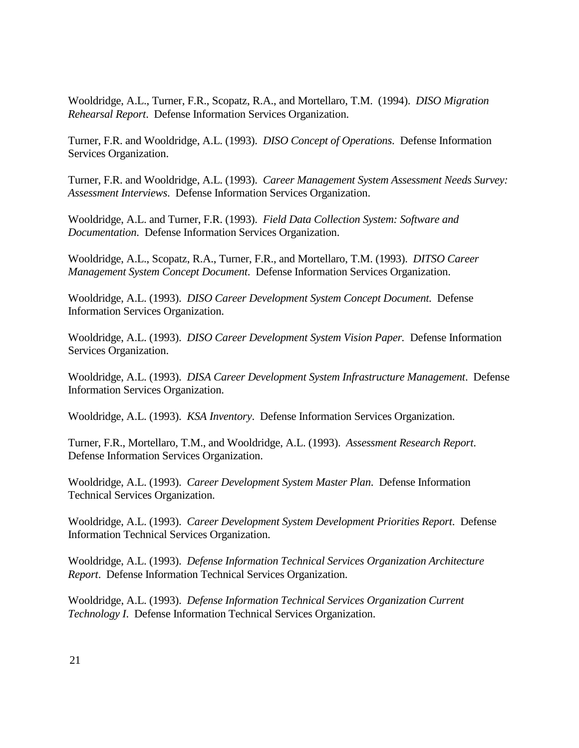Wooldridge, A.L., Turner, F.R., Scopatz, R.A., and Mortellaro, T.M. (1994). *DISO Migration Rehearsal Report*. Defense Information Services Organization.

Turner, F.R. and Wooldridge, A.L. (1993). *DISO Concept of Operations*. Defense Information Services Organization.

Turner, F.R. and Wooldridge, A.L. (1993). *Career Management System Assessment Needs Survey: Assessment Interviews*. Defense Information Services Organization.

Wooldridge, A.L. and Turner, F.R. (1993). *Field Data Collection System: Software and Documentation*. Defense Information Services Organization.

Wooldridge, A.L., Scopatz, R.A., Turner, F.R., and Mortellaro, T.M. (1993). *DITSO Career Management System Concept Document*. Defense Information Services Organization.

Wooldridge, A.L. (1993). *DISO Career Development System Concept Document.* Defense Information Services Organization.

Wooldridge, A.L. (1993). *DISO Career Development System Vision Paper.* Defense Information Services Organization.

Wooldridge, A.L. (1993). *DISA Career Development System Infrastructure Management*. Defense Information Services Organization.

Wooldridge, A.L. (1993). *KSA Inventory*. Defense Information Services Organization.

Turner, F.R., Mortellaro, T.M., and Wooldridge, A.L. (1993). *Assessment Research Report*. Defense Information Services Organization.

Wooldridge, A.L. (1993). *Career Development System Master Plan*. Defense Information Technical Services Organization.

Wooldridge, A.L. (1993). *Career Development System Development Priorities Report*. Defense Information Technical Services Organization.

Wooldridge, A.L. (1993). *Defense Information Technical Services Organization Architecture Report*. Defense Information Technical Services Organization.

Wooldridge, A.L. (1993). *Defense Information Technical Services Organization Current Technology I*. Defense Information Technical Services Organization.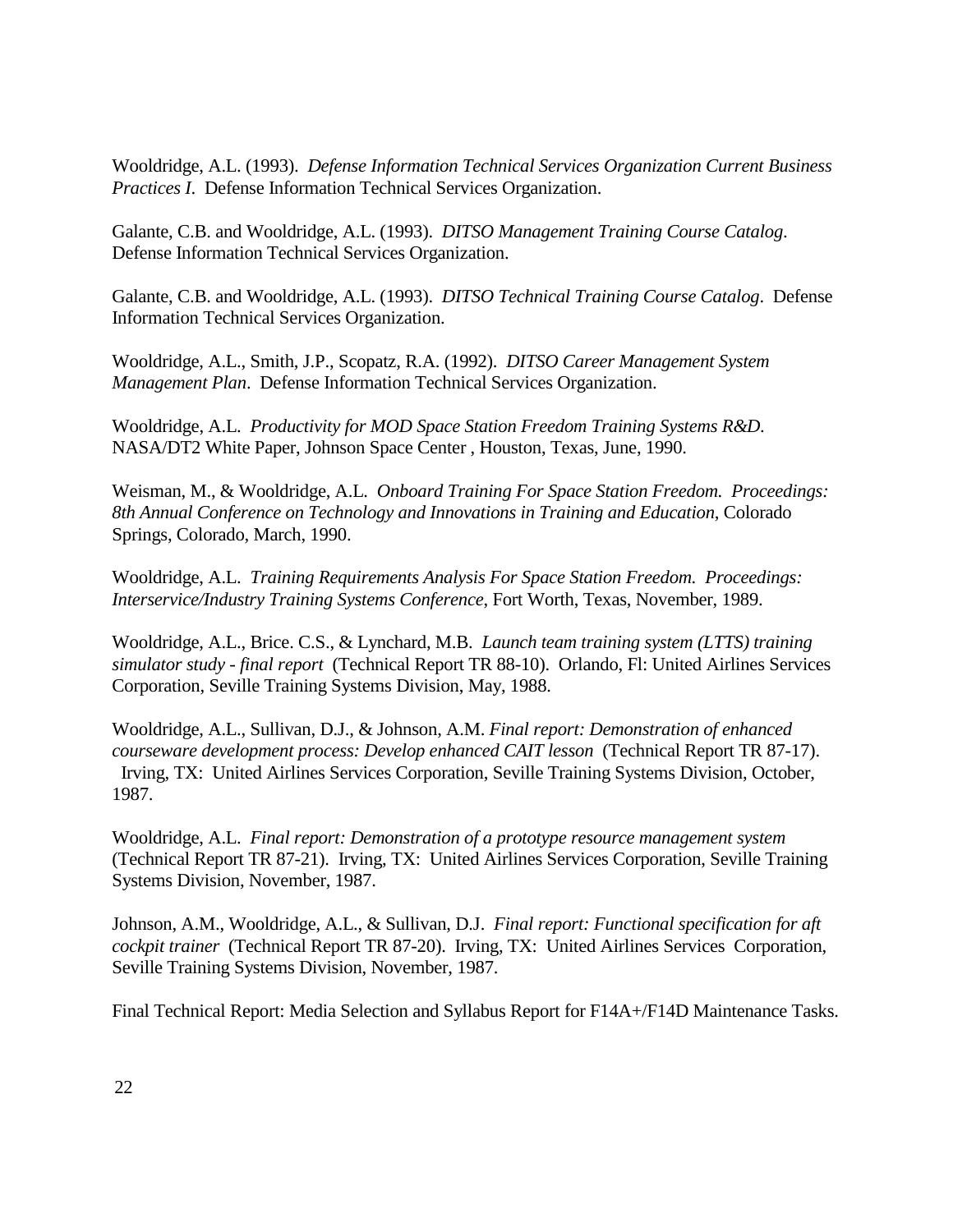Wooldridge, A.L. (1993). *Defense Information Technical Services Organization Current Business Practices I*. Defense Information Technical Services Organization.

Galante, C.B. and Wooldridge, A.L. (1993). *DITSO Management Training Course Catalog*. Defense Information Technical Services Organization.

Galante, C.B. and Wooldridge, A.L. (1993). *DITSO Technical Training Course Catalog*. Defense Information Technical Services Organization.

Wooldridge, A.L., Smith, J.P., Scopatz, R.A. (1992). *DITSO Career Management System Management Plan*. Defense Information Technical Services Organization.

Wooldridge, A.L. *Productivity for MOD Space Station Freedom Training Systems R&D.* NASA/DT2 White Paper, Johnson Space Center , Houston, Texas, June, 1990.

Weisman, M., & Wooldridge, A.L. *Onboard Training For Space Station Freedom. Proceedings: 8th Annual Conference on Technology and Innovations in Training and Education*, Colorado Springs, Colorado, March, 1990.

Wooldridge, A.L. *Training Requirements Analysis For Space Station Freedom. Proceedings: Interservice/Industry Training Systems Conference*, Fort Worth, Texas, November, 1989.

Wooldridge, A.L., Brice. C.S., & Lynchard, M.B. *Launch team training system (LTTS) training simulator study - final report* (Technical Report TR 88-10). Orlando, Fl: United Airlines Services Corporation, Seville Training Systems Division, May, 1988.

Wooldridge, A.L., Sullivan, D.J., & Johnson, A.M. *Final report: Demonstration of enhanced courseware development process: Develop enhanced CAIT lesson* (Technical Report TR 87-17). Irving, TX: United Airlines Services Corporation, Seville Training Systems Division, October, 1987.

Wooldridge, A.L. *Final report: Demonstration of a prototype resource management system* (Technical Report TR 87-21). Irving, TX: United Airlines Services Corporation, Seville Training Systems Division, November, 1987.

Johnson, A.M., Wooldridge, A.L., & Sullivan, D.J. *Final report: Functional specification for aft cockpit trainer* (Technical Report TR 87-20). Irving, TX: United Airlines Services Corporation, Seville Training Systems Division, November, 1987.

Final Technical Report: Media Selection and Syllabus Report for F14A+/F14D Maintenance Tasks.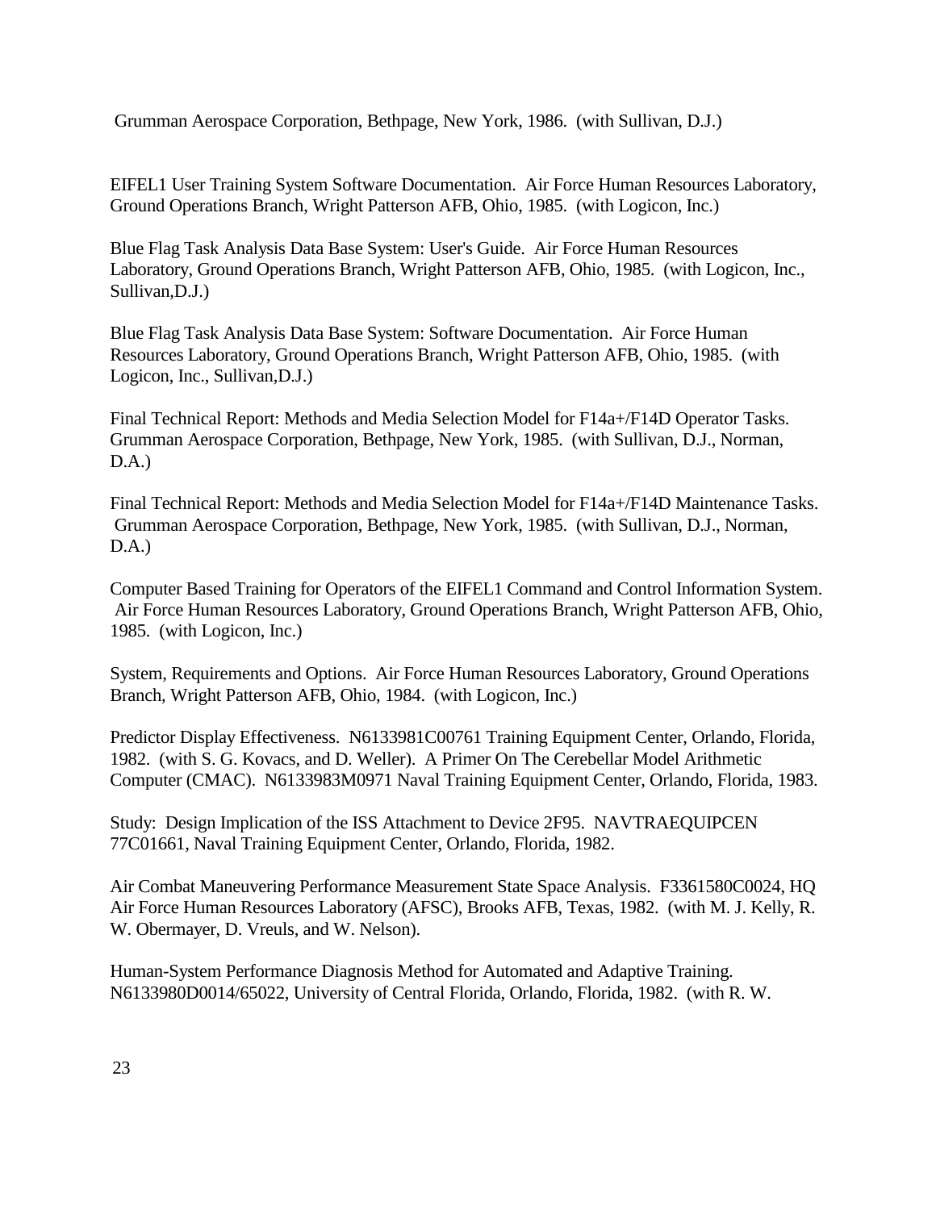Grumman Aerospace Corporation, Bethpage, New York, 1986. (with Sullivan, D.J.)

EIFEL1 User Training System Software Documentation. Air Force Human Resources Laboratory, Ground Operations Branch, Wright Patterson AFB, Ohio, 1985. (with Logicon, Inc.)

Blue Flag Task Analysis Data Base System: User's Guide. Air Force Human Resources Laboratory, Ground Operations Branch, Wright Patterson AFB, Ohio, 1985. (with Logicon, Inc., Sullivan,D.J.)

Blue Flag Task Analysis Data Base System: Software Documentation. Air Force Human Resources Laboratory, Ground Operations Branch, Wright Patterson AFB, Ohio, 1985. (with Logicon, Inc., Sullivan,D.J.)

Final Technical Report: Methods and Media Selection Model for F14a+/F14D Operator Tasks. Grumman Aerospace Corporation, Bethpage, New York, 1985. (with Sullivan, D.J., Norman, D.A.)

Final Technical Report: Methods and Media Selection Model for F14a+/F14D Maintenance Tasks. Grumman Aerospace Corporation, Bethpage, New York, 1985. (with Sullivan, D.J., Norman, D.A.)

Computer Based Training for Operators of the EIFEL1 Command and Control Information System. Air Force Human Resources Laboratory, Ground Operations Branch, Wright Patterson AFB, Ohio, 1985. (with Logicon, Inc.)

System, Requirements and Options. Air Force Human Resources Laboratory, Ground Operations Branch, Wright Patterson AFB, Ohio, 1984. (with Logicon, Inc.)

Predictor Display Effectiveness. N6133981C00761 Training Equipment Center, Orlando, Florida, 1982. (with S. G. Kovacs, and D. Weller). A Primer On The Cerebellar Model Arithmetic Computer (CMAC). N6133983M0971 Naval Training Equipment Center, Orlando, Florida, 1983.

Study: Design Implication of the ISS Attachment to Device 2F95. NAVTRAEQUIPCEN 77C01661, Naval Training Equipment Center, Orlando, Florida, 1982.

Air Combat Maneuvering Performance Measurement State Space Analysis. F3361580C0024, HQ Air Force Human Resources Laboratory (AFSC), Brooks AFB, Texas, 1982. (with M. J. Kelly, R. W. Obermayer, D. Vreuls, and W. Nelson).

Human-System Performance Diagnosis Method for Automated and Adaptive Training. N6133980D0014/65022, University of Central Florida, Orlando, Florida, 1982. (with R. W.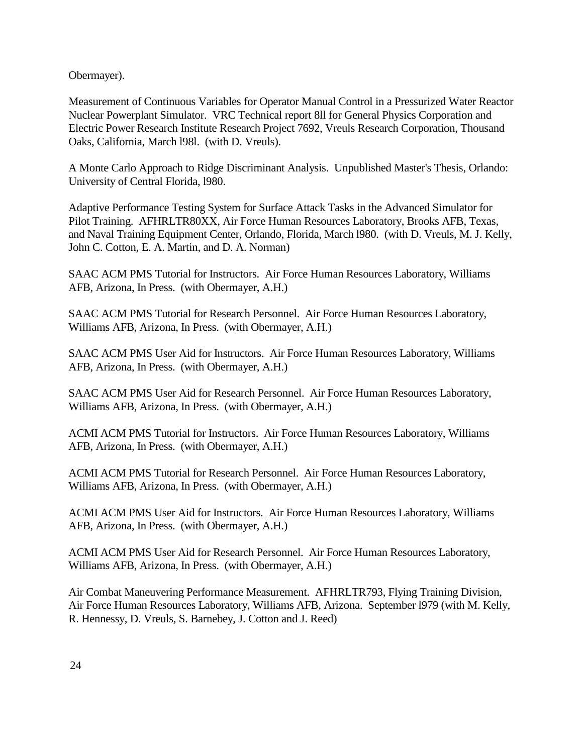Obermayer).

Measurement of Continuous Variables for Operator Manual Control in a Pressurized Water Reactor Nuclear Powerplant Simulator. VRC Technical report 8ll for General Physics Corporation and Electric Power Research Institute Research Project 7692, Vreuls Research Corporation, Thousand Oaks, California, March l98l. (with D. Vreuls).

A Monte Carlo Approach to Ridge Discriminant Analysis. Unpublished Master's Thesis, Orlando: University of Central Florida, l980.

Adaptive Performance Testing System for Surface Attack Tasks in the Advanced Simulator for Pilot Training. AFHRLTR80XX, Air Force Human Resources Laboratory, Brooks AFB, Texas, and Naval Training Equipment Center, Orlando, Florida, March l980. (with D. Vreuls, M. J. Kelly, John C. Cotton, E. A. Martin, and D. A. Norman)

SAAC ACM PMS Tutorial for Instructors. Air Force Human Resources Laboratory, Williams AFB, Arizona, In Press. (with Obermayer, A.H.)

SAAC ACM PMS Tutorial for Research Personnel. Air Force Human Resources Laboratory, Williams AFB, Arizona, In Press. (with Obermayer, A.H.)

SAAC ACM PMS User Aid for Instructors. Air Force Human Resources Laboratory, Williams AFB, Arizona, In Press. (with Obermayer, A.H.)

SAAC ACM PMS User Aid for Research Personnel. Air Force Human Resources Laboratory, Williams AFB, Arizona, In Press. (with Obermayer, A.H.)

ACMI ACM PMS Tutorial for Instructors. Air Force Human Resources Laboratory, Williams AFB, Arizona, In Press. (with Obermayer, A.H.)

ACMI ACM PMS Tutorial for Research Personnel. Air Force Human Resources Laboratory, Williams AFB, Arizona, In Press. (with Obermayer, A.H.)

ACMI ACM PMS User Aid for Instructors. Air Force Human Resources Laboratory, Williams AFB, Arizona, In Press. (with Obermayer, A.H.)

ACMI ACM PMS User Aid for Research Personnel. Air Force Human Resources Laboratory, Williams AFB, Arizona, In Press. (with Obermayer, A.H.)

Air Combat Maneuvering Performance Measurement. AFHRLTR793, Flying Training Division, Air Force Human Resources Laboratory, Williams AFB, Arizona. September l979 (with M. Kelly, R. Hennessy, D. Vreuls, S. Barnebey, J. Cotton and J. Reed)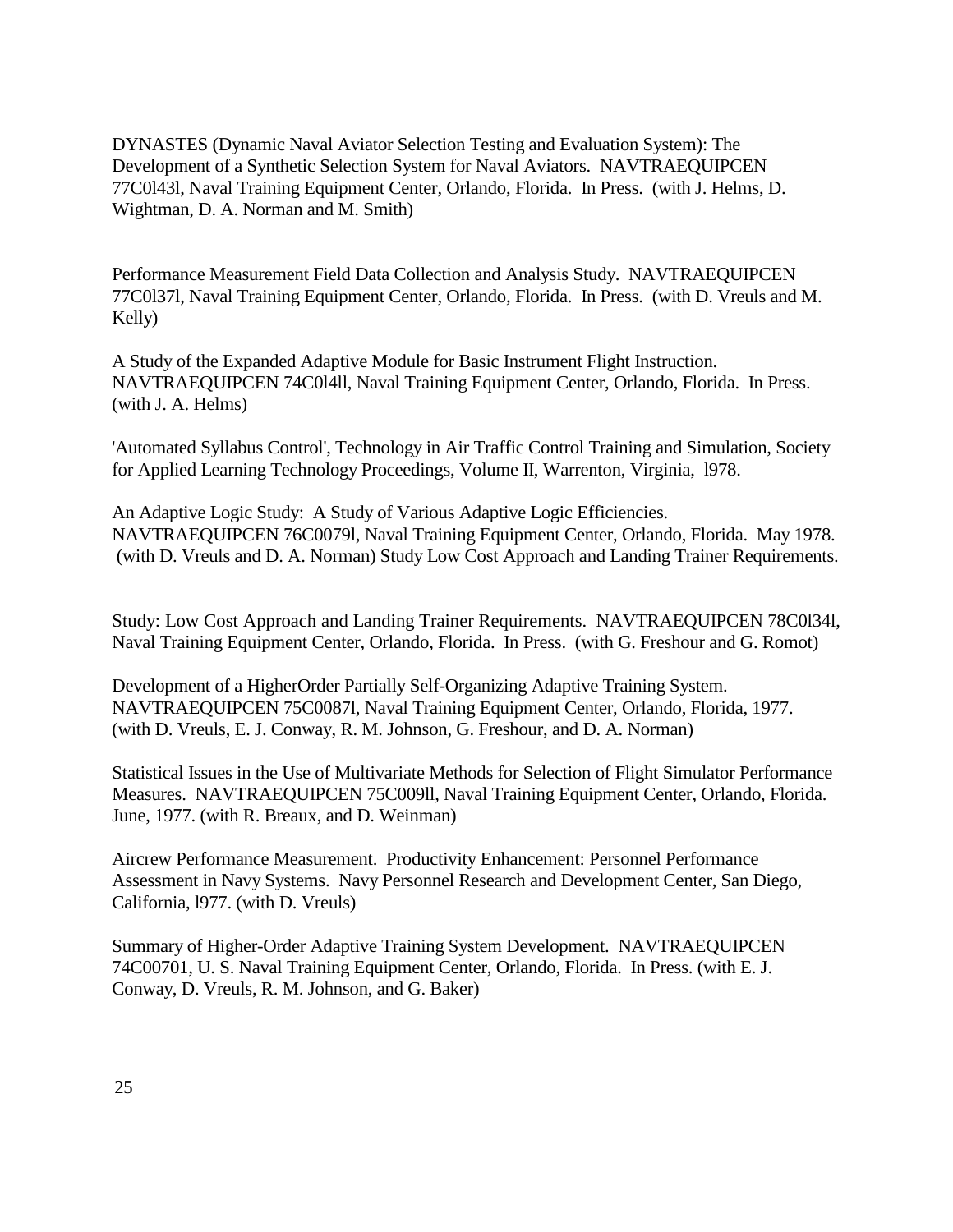DYNASTES (Dynamic Naval Aviator Selection Testing and Evaluation System): The Development of a Synthetic Selection System for Naval Aviators. NAVTRAEQUIPCEN 77C0l43l, Naval Training Equipment Center, Orlando, Florida. In Press. (with J. Helms, D. Wightman, D. A. Norman and M. Smith)

Performance Measurement Field Data Collection and Analysis Study. NAVTRAEQUIPCEN 77C0l37l, Naval Training Equipment Center, Orlando, Florida. In Press. (with D. Vreuls and M. Kelly)

A Study of the Expanded Adaptive Module for Basic Instrument Flight Instruction. NAVTRAEQUIPCEN 74C0l4ll, Naval Training Equipment Center, Orlando, Florida. In Press. (with J. A. Helms)

'Automated Syllabus Control', Technology in Air Traffic Control Training and Simulation, Society for Applied Learning Technology Proceedings, Volume II, Warrenton, Virginia, l978.

An Adaptive Logic Study: A Study of Various Adaptive Logic Efficiencies. NAVTRAEQUIPCEN 76C0079l, Naval Training Equipment Center, Orlando, Florida. May 1978. (with D. Vreuls and D. A. Norman) Study Low Cost Approach and Landing Trainer Requirements.

Study: Low Cost Approach and Landing Trainer Requirements. NAVTRAEQUIPCEN 78C0l34l, Naval Training Equipment Center, Orlando, Florida. In Press. (with G. Freshour and G. Romot)

Development of a HigherOrder Partially Self-Organizing Adaptive Training System. NAVTRAEQUIPCEN 75C0087l, Naval Training Equipment Center, Orlando, Florida, 1977. (with D. Vreuls, E. J. Conway, R. M. Johnson, G. Freshour, and D. A. Norman)

Statistical Issues in the Use of Multivariate Methods for Selection of Flight Simulator Performance Measures. NAVTRAEQUIPCEN 75C009ll, Naval Training Equipment Center, Orlando, Florida. June, 1977. (with R. Breaux, and D. Weinman)

Aircrew Performance Measurement. Productivity Enhancement: Personnel Performance Assessment in Navy Systems. Navy Personnel Research and Development Center, San Diego, California, l977. (with D. Vreuls)

Summary of Higher-Order Adaptive Training System Development. NAVTRAEQUIPCEN 74C00701, U. S. Naval Training Equipment Center, Orlando, Florida. In Press. (with E. J. Conway, D. Vreuls, R. M. Johnson, and G. Baker)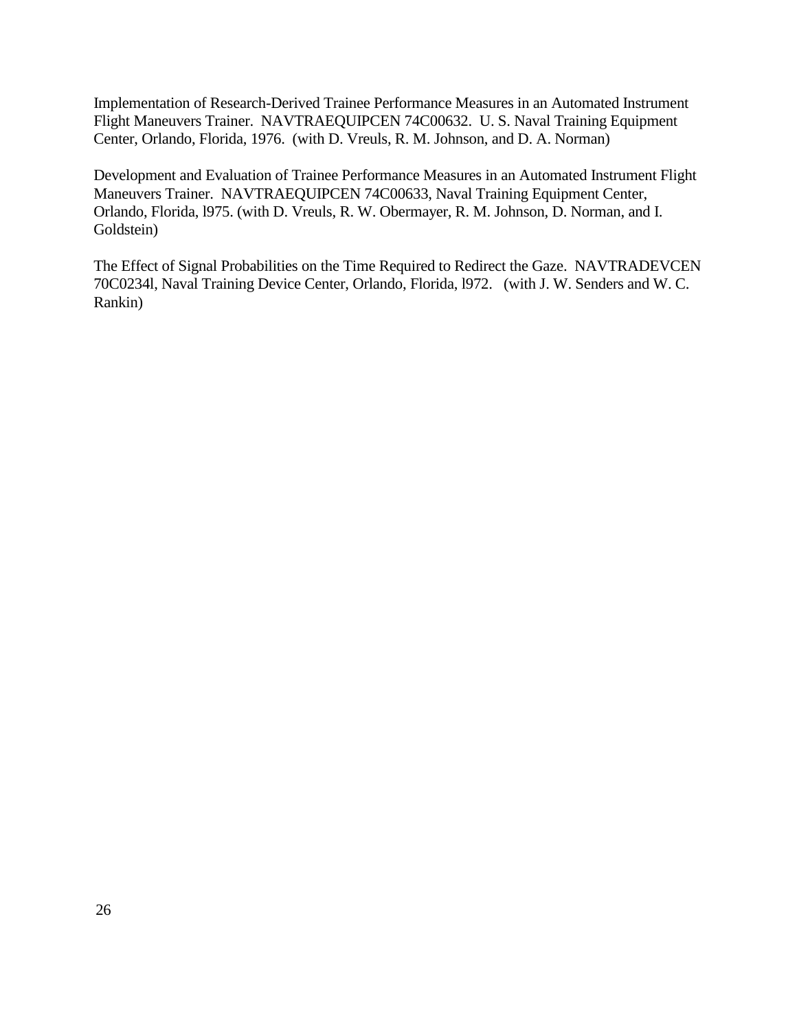Implementation of Research-Derived Trainee Performance Measures in an Automated Instrument Flight Maneuvers Trainer. NAVTRAEQUIPCEN 74C00632. U. S. Naval Training Equipment Center, Orlando, Florida, 1976. (with D. Vreuls, R. M. Johnson, and D. A. Norman)

Development and Evaluation of Trainee Performance Measures in an Automated Instrument Flight Maneuvers Trainer. NAVTRAEQUIPCEN 74C00633, Naval Training Equipment Center, Orlando, Florida, l975. (with D. Vreuls, R. W. Obermayer, R. M. Johnson, D. Norman, and I. Goldstein)

The Effect of Signal Probabilities on the Time Required to Redirect the Gaze. NAVTRADEVCEN 70C0234l, Naval Training Device Center, Orlando, Florida, l972. (with J. W. Senders and W. C. Rankin)